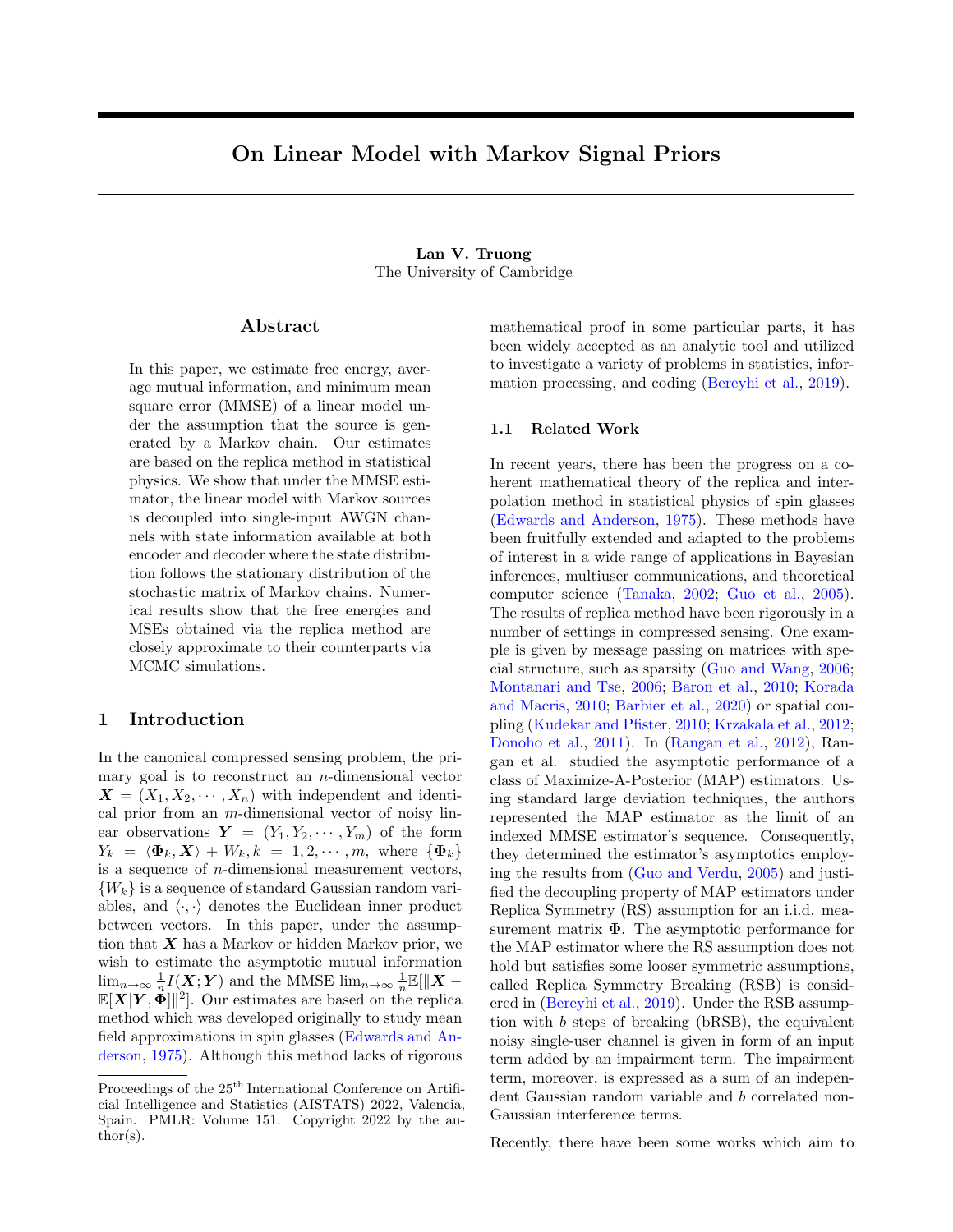# On Linear Model with Markov Signal Priors

**Lan V. Truong**
The University of Cambridge

## Abstract

In this paper, we estimate free energy, average mutual information, and minimum mean square error (MMSE) of a linear model under the assumption that the source is generated by a Markov chain. Our estimates are based on the replica method in statistical physics. We show that under the MMSE estimator, the linear model with Markov sources is decoupled into single-input AWGN channels with state information available at both encoder and decoder where the state distribution follows the stationary distribution of the stochastic matrix of Markov chains. Numerical results show that the free energies and MSEs obtained via the replica method are closely approximate to their counterparts via MCMC simulations.

## 1 Introduction

In the canonical compressed sensing problem, the primary goal is to reconstruct an $n$-dimensional vector $\boldsymbol{X} = (X_1, X_2, \cdots, X_n)$ with independent and identical prior from an $m$-dimensional vector of noisy linear observations $\boldsymbol{Y} = (Y_1, Y_2, \cdots, Y_m)$ of the form $Y_k = \langle \boldsymbol{\Phi}_k, \boldsymbol{X} \rangle + W_k, k = 1, 2, \cdots, m$, where $\{\boldsymbol{\Phi}_k\}$ is a sequence of $n$-dimensional measurement vectors, $\{W_k\}$ is a sequence of standard Gaussian random variables, and $\langle \cdot, \cdot \rangle$ denotes the Euclidean inner product between vectors. In this paper, under the assumption that $\boldsymbol{X}$ has a Markov or hidden Markov prior, we wish to estimate the asymptotic mutual information $\lim_{n\to\infty} \frac{1}{n} I(\boldsymbol{X}; \boldsymbol{Y})$ and the MMSE $\lim_{n\to\infty} \frac{1}{n}\mathbb{E}[\|\boldsymbol{X} - \mathbb{E}[\boldsymbol{X}|\boldsymbol{Y}, \boldsymbol{\Phi}]\|^2]$. Our estimates are based on the replica method which was developed originally to study mean field approximations in spin glasses (Edwards and Anderson, 1975). Although this method lacks of rigorous mathematical proof in some particular parts, it has been widely accepted as an analytic tool and utilized to investigate a variety of problems in statistics, information processing, and coding (Bereyhi et al., 2019).

### 1.1 Related Work

In recent years, there has been the progress on a coherent mathematical theory of the replica and interpolation method in statistical physics of spin glasses (Edwards and Anderson, 1975). These methods have been fruitfully extended and adapted to the problems of interest in a wide range of applications in Bayesian inferences, multiuser communications, and theoretical computer science (Tanaka, 2002; Guo et al., 2005). The results of replica method have been rigorously in a number of settings in compressed sensing. One example is given by message passing on matrices with special structure, such as sparsity (Guo and Wang, 2006; Montanari and Tse, 2006; Baron et al., 2010; Korada and Macris, 2010; Barbier et al., 2020) or spatial coupling (Kudekar and Pfister, 2010; Krzakala et al., 2012; Donoho et al., 2011). In (Rangan et al., 2012), Rangan et al. studied the asymptotic performance of a class of Maximize-A-Posterior (MAP) estimators. Using standard large deviation techniques, the authors represented the MAP estimator as the limit of an indexed MMSE estimator's sequence. Consequently, they determined the estimator's asymptotics employing the results from (Guo and Verdu, 2005) and justified the decoupling property of MAP estimators under Replica Symmetry (RS) assumption for an i.i.d. measurement matrix $\boldsymbol{\Phi}$. The asymptotic performance for the MAP estimator where the RS assumption does not hold but satisfies some looser symmetric assumptions, called Replica Symmetry Breaking (RSB) is considered in (Bereyhi et al., 2019). Under the RSB assumption with $b$ steps of breaking (bRSB), the equivalent noisy single-user channel is given in form of an input term added by an impairment term. The impairment term, moreover, is expressed as a sum of an independent Gaussian random variable and $b$ correlated non-Gaussian interference terms.

Recently, there have been some works which aim to

Proceedings of the 25[th] International Conference on Artificial Intelligence and Statistics (AISTATS) 2022, Valencia, Spain. PMLR: Volume 151. Copyright 2022 by the author(s).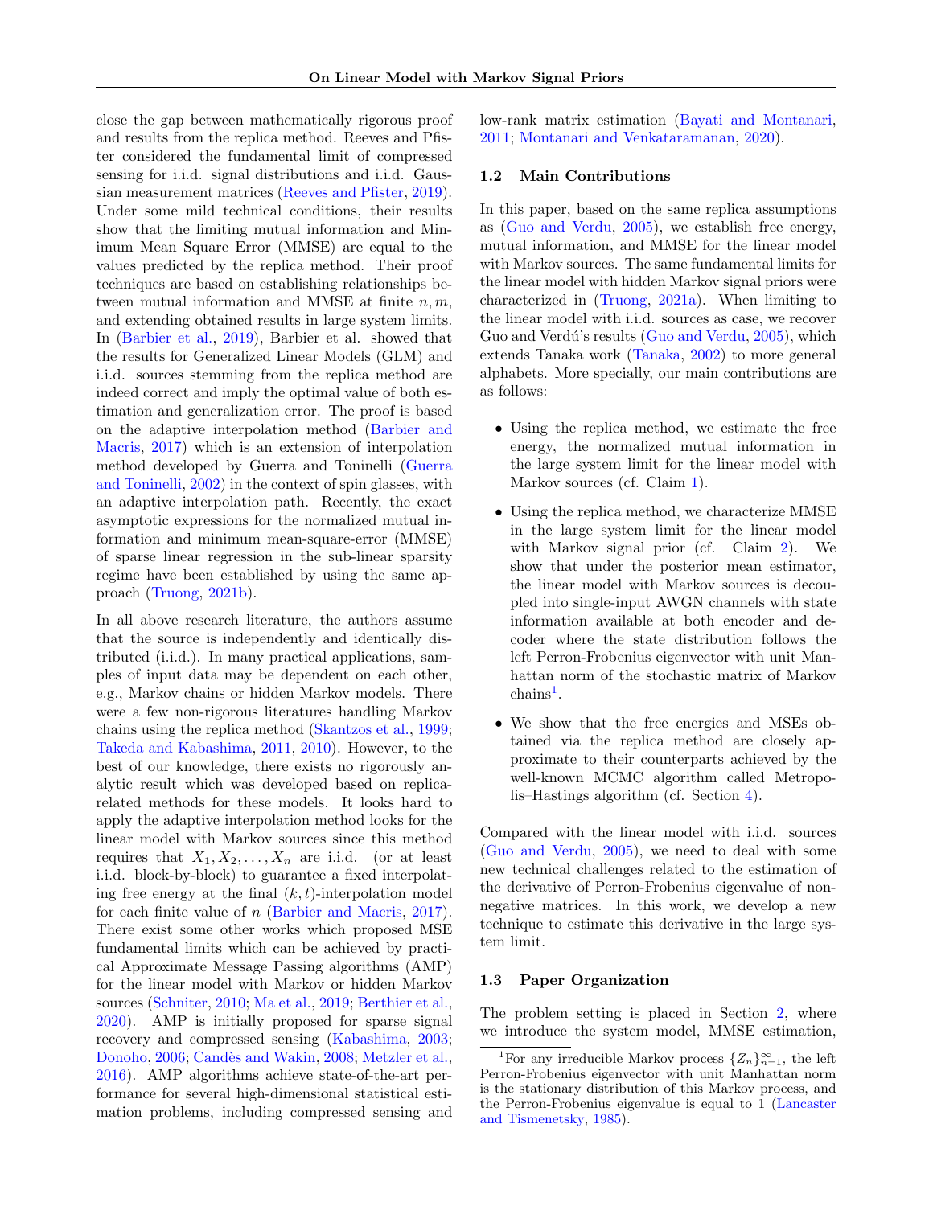close the gap between mathematically rigorous proof and results from the replica method. Reeves and Pfister considered the fundamental limit of compressed sensing for i.i.d. signal distributions and i.i.d. Gaussian measurement matrices (Reeves and Pfister, 2019). Under some mild technical conditions, their results show that the limiting mutual information and Minimum Mean Square Error (MMSE) are equal to the values predicted by the replica method. Their proof techniques are based on establishing relationships between mutual information and MMSE at finite $n, m$, and extending obtained results in large system limits. In (Barbier et al., 2019), Barbier et al. showed that the results for Generalized Linear Models (GLM) and i.i.d. sources stemming from the replica method are indeed correct and imply the optimal value of both estimation and generalization error. The proof is based on the adaptive interpolation method (Barbier and Macris, 2017) which is an extension of interpolation method developed by Guerra and Toninelli (Guerra and Toninelli, 2002) in the context of spin glasses, with an adaptive interpolation path. Recently, the exact asymptotic expressions for the normalized mutual information and minimum mean-square-error (MMSE) of sparse linear regression in the sub-linear sparsity regime have been established by using the same approach (Truong, 2021b).

In all above research literature, the authors assume that the source is independently and identically distributed (i.i.d.). In many practical applications, samples of input data may be dependent on each other, e.g., Markov chains or hidden Markov models. There were a few non-rigorous literatures handling Markov chains using the replica method (Skantzos et al., 1999; Takeda and Kabashima, 2011, 2010). However, to the best of our knowledge, there exists no rigorously analytic result which was developed based on replica-related methods for these models. It looks hard to apply the adaptive interpolation method looks for the linear model with Markov sources since this method requires that $X_1, X_2, \dots, X_n$ are i.i.d. (or at least i.i.d. block-by-block) to guarantee a fixed interpolating free energy at the final $(k,t)$-interpolation model for each finite value of $n$ (Barbier and Macris, 2017). There exist some other works which proposed MSE fundamental limits which can be achieved by practical Approximate Message Passing algorithms (AMP) for the linear model with Markov or hidden Markov sources (Schniter, 2010; Ma et al., 2019; Berthier et al., 2020). AMP is initially proposed for sparse signal recovery and compressed sensing (Kabashima, 2003; Donoho, 2006; Candès and Wakin, 2008; Metzler et al., 2016). AMP algorithms achieve state-of-the-art performance for several high-dimensional statistical estimation problems, including compressed sensing and low-rank matrix estimation (Bayati and Montanari, 2011; Montanari and Venkataramanan, 2020).

### 1.2 Main Contributions

In this paper, based on the same replica assumptions as (Guo and Verdu, 2005), we establish free energy, mutual information, and MMSE for the linear model with Markov sources. The same fundamental limits for the linear model with hidden Markov signal priors were characterized in (Truong, 2021a). When limiting to the linear model with i.i.d. sources as case, we recover Guo and Verdú's results (Guo and Verdu, 2005), which extends Tanaka work (Tanaka, 2002) to more general alphabets. More specially, our main contributions are as follows:

- Using the replica method, we estimate the free energy, the normalized mutual information in the large system limit for the linear model with Markov sources (cf. Claim 1).
- Using the replica method, we characterize MMSE in the large system limit for the linear model with Markov signal prior (cf. Claim 2). We show that under the posterior mean estimator, the linear model with Markov sources is decoupled into single-input AWGN channels with state information available at both encoder and decoder where the state distribution follows the left Perron-Frobenius eigenvector with unit Manhattan norm of the stochastic matrix of Markov chains[1].
- We show that the free energies and MSEs obtained via the replica method are closely approximate to their counterparts achieved by the well-known MCMC algorithm called Metropolis–Hastings algorithm (cf. Section 4).

Compared with the linear model with i.i.d. sources (Guo and Verdu, 2005), we need to deal with some new technical challenges related to the estimation of the derivative of Perron-Frobenius eigenvalue of nonnegative matrices. In this work, we develop a new technique to estimate this derivative in the large system limit.

### 1.3 Paper Organization

The problem setting is placed in Section 2, where we introduce the system model, MMSE estimation,

[1] For any irreducible Markov process $\{Z_n\}_{n=1}^{\infty}$, the left Perron-Frobenius eigenvector with unit Manhattan norm is the stationary distribution of this Markov process, and the Perron-Frobenius eigenvalue is equal to 1 (Lancaster and Tismenetsky, 1985).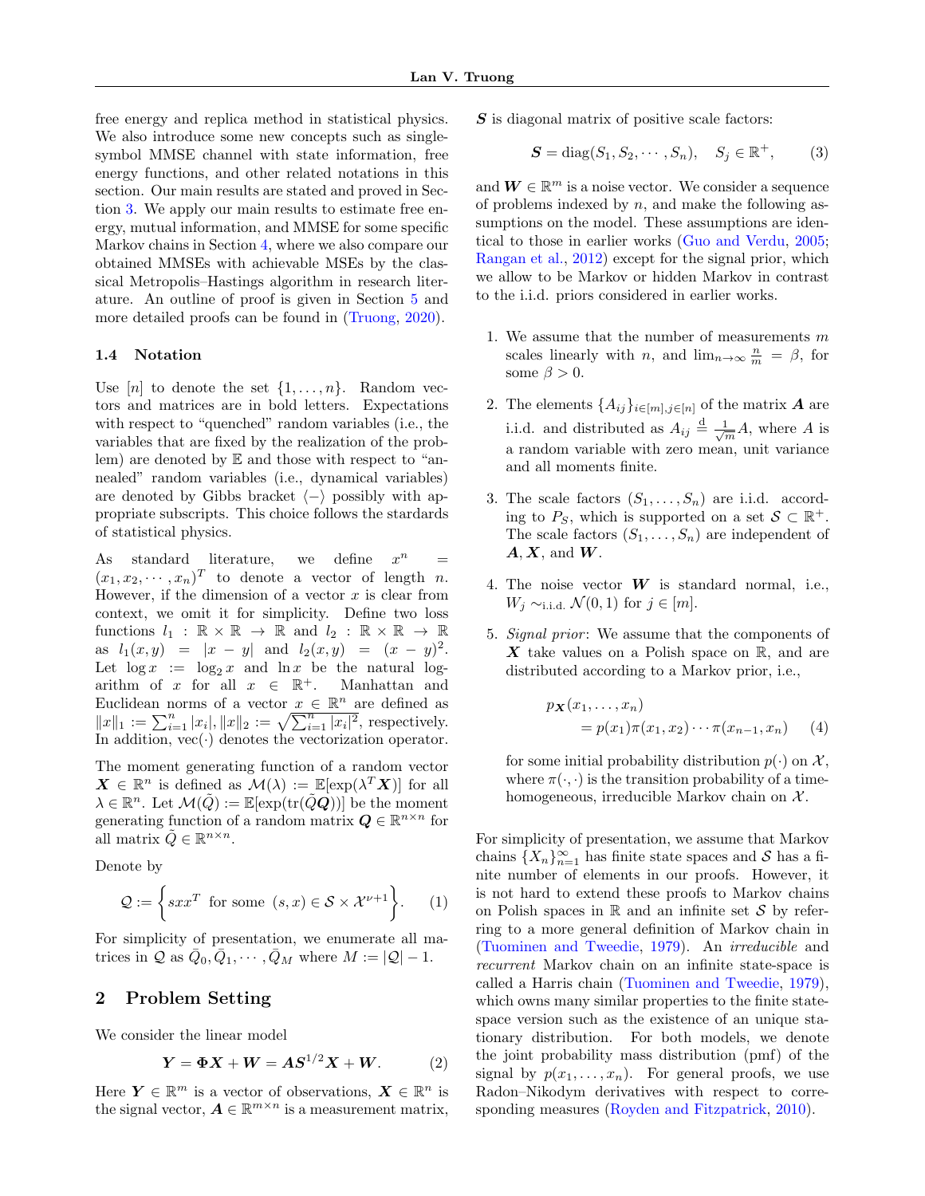free energy and replica method in statistical physics. We also introduce some new concepts such as single-symbol MMSE channel with state information, free energy functions, and other related notations in this section. Our main results are stated and proved in Section 3. We apply our main results to estimate free energy, mutual information, and MMSE for some specific Markov chains in Section 4, where we also compare our obtained MMSEs with achievable MSEs by the classical Metropolis–Hastings algorithm in research literature. An outline of proof is given in Section 5 and more detailed proofs can be found in (Truong, 2020).

### 1.4 Notation

Use $[n]$ to denote the set $\{1, \dots, n\}$. Random vectors and matrices are in bold letters. Expectations with respect to "quenched" random variables (i.e., the variables that are fixed by the realization of the problem) are denoted by $\mathbb{E}$ and those with respect to "annealed" random variables (i.e., dynamical variables) are denoted by Gibbs bracket $\langle - \rangle$ possibly with appropriate subscripts. This choice follows the stardards of statistical physics.

As standard literature, we define $x^n = (x_1, x_2, \cdots, x_n)^T$ to denote a vector of length $n$. However, if the dimension of a vector $x$ is clear from context, we omit it for simplicity. Define two loss functions $l_1 : \mathbb{R} \times \mathbb{R} \to \mathbb{R}$ and $l_2 : \mathbb{R} \times \mathbb{R} \to \mathbb{R}$ as $l_1(x, y) = |x - y|$ and $l_2(x, y) = (x - y)^2$. Let $\log x := \log_2 x$ and $\ln x$ be the natural logarithm of $x$ for all $x \in \mathbb{R}^+$. Manhattan and Euclidean norms of a vector $x \in \mathbb{R}^n$ are defined as $\|x\|_1 := \sum_{i=1}^n |x_i|, \|x\|_2 := \sqrt{\sum_{i=1}^n |x_i|^2}$, respectively. In addition, $\mathrm{vec}(\cdot)$ denotes the vectorization operator.

The moment generating function of a random vector $\boldsymbol{X} \in \mathbb{R}^n$ is defined as $\mathcal{M}(\lambda) := \mathbb{E}[\exp(\lambda^T \boldsymbol{X})]$ for all $\lambda \in \mathbb{R}^n$. Let $\mathcal{M}(\tilde{Q}) := \mathbb{E}[\exp(\mathrm{tr}(\tilde{Q}\boldsymbol{Q}))]$ be the moment generating function of a random matrix $\boldsymbol{Q} \in \mathbb{R}^{n \times n}$ for all matrix $\tilde{Q} \in \mathbb{R}^{n \times n}$.

Denote by

$$\mathcal{Q} := \left\{ sxx^T \text{ for some } (s, x) \in \mathcal{S} \times \mathcal{X}^{\nu+1} \right\}. \tag{1}$$

For simplicity of presentation, we enumerate all matrices in $\mathcal{Q}$ as $\tilde{Q}_0, \tilde{Q}_1, \cdots, \tilde{Q}_M$ where $M := |\mathcal{Q}| - 1$.

## 2 Problem Setting

We consider the linear model

$$\boldsymbol{Y} = \boldsymbol{\Phi}\boldsymbol{X} + \boldsymbol{W} = \boldsymbol{A}\boldsymbol{S}^{1/2}\boldsymbol{X} + \boldsymbol{W}. \tag{2}$$

Here $\boldsymbol{Y} \in \mathbb{R}^m$ is a vector of observations, $\boldsymbol{X} \in \mathbb{R}^n$ is the signal vector, $\boldsymbol{A} \in \mathbb{R}^{m \times n}$ is a measurement matrix, $\boldsymbol{S}$ is diagonal matrix of positive scale factors:

$$\boldsymbol{S} = \mathrm{diag}(S_1, S_2, \cdots, S_n), \quad S_j \in \mathbb{R}^+, \tag{3}$$

and $\boldsymbol{W} \in \mathbb{R}^m$ is a noise vector. We consider a sequence of problems indexed by $n$, and make the following assumptions on the model. These assumptions are identical to those in earlier works (Guo and Verdu, 2005; Rangan et al., 2012) except for the signal prior, which we allow to be Markov or hidden Markov in contrast to the i.i.d. priors considered in earlier works.

1. We assume that the number of measurements $m$ scales linearly with $n$, and $\lim_{n\to\infty} \frac{n}{m} = \beta$, for some $\beta > 0$.
2. The elements $\{A_{ij}\}_{i\in[m], j\in[n]}$ of the matrix $\boldsymbol{A}$ are i.i.d. and distributed as $A_{ij} \overset{\mathrm{d}}{=} \frac{1}{\sqrt{m}} A$, where $A$ is a random variable with zero mean, unit variance and all moments finite.
3. The scale factors $(S_1, \dots, S_n)$ are i.i.d. according to $P_S$, which is supported on a set $\mathcal{S} \subset \mathbb{R}^+$. The scale factors $(S_1, \dots, S_n)$ are independent of $\boldsymbol{A}, \boldsymbol{X}$, and $\boldsymbol{W}$.
4. The noise vector $\boldsymbol{W}$ is standard normal, i.e., $W_j \sim_{\text{i.i.d.}} \mathcal{N}(0, 1)$ for $j \in [m]$.
5. *Signal prior*: We assume that the components of $\boldsymbol{X}$ take values on a Polish space on $\mathbb{R}$, and are distributed according to a Markov prior, i.e.,

$$p_{\boldsymbol{X}}(x_1, \dots, x_n) = p(x_1)\pi(x_1, x_2) \cdots \pi(x_{n-1}, x_n) \tag{4}$$

for some initial probability distribution $p(\cdot)$ on $\mathcal{X}$, where $\pi(\cdot, \cdot)$ is the transition probability of a time-homogeneous, irreducible Markov chain on $\mathcal{X}$.

For simplicity of presentation, we assume that Markov chains $\{X_n\}_{n=1}^\infty$ has finite state spaces and $\mathcal{S}$ has a finite number of elements in our proofs. However, it is not hard to extend these proofs to Markov chains on Polish spaces in $\mathbb{R}$ and an infinite set $\mathcal{S}$ by referring to a more general definition of Markov chain in (Tuominen and Tweedie, 1979). An *irreducible* and *recurrent* Markov chain on an infinite state-space is called a Harris chain (Tuominen and Tweedie, 1979), which owns many similar properties to the finite state-space version such as the existence of an unique stationary distribution. For both models, we denote the joint probability mass distribution (pmf) of the signal by $p(x_1, \dots, x_n)$. For general proofs, we use Radon–Nikodym derivatives with respect to corresponding measures (Royden and Fitzpatrick, 2010).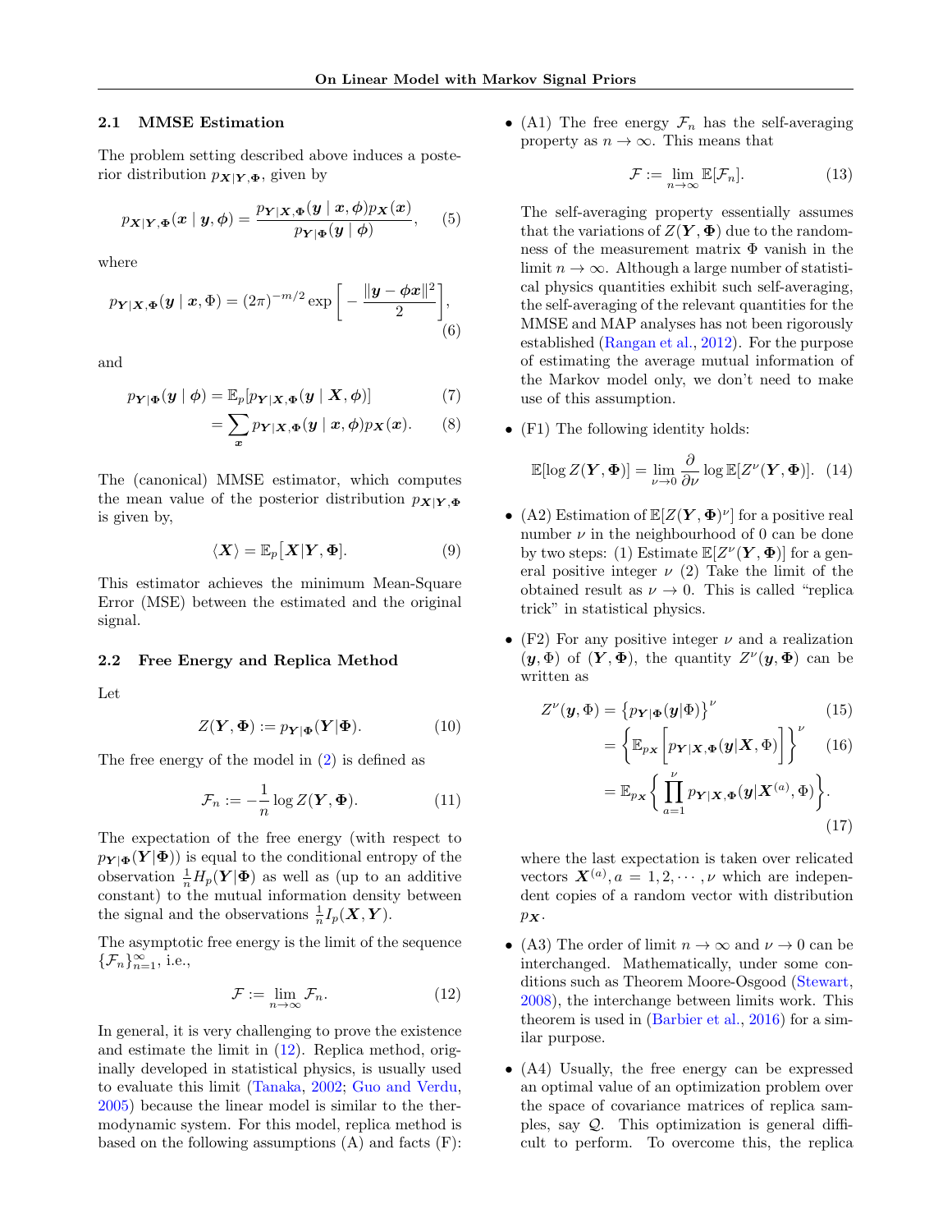### 2.1 MMSE Estimation

The problem setting described above induces a posterior distribution $p_{\boldsymbol{X}|\boldsymbol{Y},\boldsymbol{\Phi}}$, given by

$$p_{\boldsymbol{X}|\boldsymbol{Y},\boldsymbol{\Phi}}(\boldsymbol{x} \mid \boldsymbol{y}, \phi) = \frac{p_{\boldsymbol{Y}|\boldsymbol{X},\boldsymbol{\Phi}}(\boldsymbol{y} \mid \boldsymbol{x}, \phi) p_{\boldsymbol{X}}(\boldsymbol{x})}{p_{\boldsymbol{Y}|\boldsymbol{\Phi}}(\boldsymbol{y} \mid \phi)}, \quad (5)$$

where

$$p_{\boldsymbol{Y}|\boldsymbol{X},\boldsymbol{\Phi}}(\boldsymbol{y} \mid \boldsymbol{x}, \Phi) = (2\pi)^{-m/2} \exp\left[-\frac{\|\boldsymbol{y} - \phi \boldsymbol{x}\|^2}{2}\right], \quad (6)$$

and

$$p_{\boldsymbol{Y}|\boldsymbol{\Phi}}(\boldsymbol{y} \mid \phi) = \mathbb{E}_p[p_{\boldsymbol{Y}|\boldsymbol{X},\boldsymbol{\Phi}}(\boldsymbol{y} \mid \boldsymbol{X}, \phi)] \quad (7)$$

$$= \sum_{\boldsymbol{x}} p_{\boldsymbol{Y}|\boldsymbol{X},\boldsymbol{\Phi}}(\boldsymbol{y} \mid \boldsymbol{x}, \phi) p_{\boldsymbol{X}}(\boldsymbol{x}). \quad (8)$$

The (canonical) MMSE estimator, which computes the mean value of the posterior distribution $p_{\boldsymbol{X}|\boldsymbol{Y},\boldsymbol{\Phi}}$ is given by,

$$\langle \boldsymbol{X} \rangle = \mathbb{E}_p[\boldsymbol{X}|\boldsymbol{Y}, \boldsymbol{\Phi}]. \quad (9)$$

This estimator achieves the minimum Mean-Square Error (MSE) between the estimated and the original signal.

### 2.2 Free Energy and Replica Method

Let

$$Z(\boldsymbol{Y}, \boldsymbol{\Phi}) := p_{\boldsymbol{Y}|\boldsymbol{\Phi}}(\boldsymbol{Y}|\boldsymbol{\Phi}). \quad (10)$$

The free energy of the model in (2) is defined as

$$\mathcal{F}_n := -\frac{1}{n} \log Z(\boldsymbol{Y}, \boldsymbol{\Phi}). \quad (11)$$

The expectation of the free energy (with respect to $p_{\boldsymbol{Y}|\boldsymbol{\Phi}}(\boldsymbol{Y}|\boldsymbol{\Phi})$) is equal to the conditional entropy of the observation $\frac{1}{n}H_p(\boldsymbol{Y}|\boldsymbol{\Phi})$ as well as (up to an additive constant) to the mutual information density between the signal and the observations $\frac{1}{n}I_p(\boldsymbol{X}, \boldsymbol{Y})$.

The asymptotic free energy is the limit of the sequence $\{\mathcal{F}_n\}_{n=1}^{\infty}$, i.e.,

$$\mathcal{F} := \lim_{n \to \infty} \mathcal{F}_n. \quad (12)$$

In general, it is very challenging to prove the existence and estimate the limit in (12). Replica method, originally developed in statistical physics, is usually used to evaluate this limit (Tanaka, 2002; Guo and Verdu, 2005) because the linear model is similar to the thermodynamic system. For this model, replica method is based on the following assumptions (A) and facts (F):

- (A1) The free energy $\mathcal{F}_n$ has the self-averaging property as $n \to \infty$. This means that

$$\mathcal{F} := \lim_{n \to \infty} \mathbb{E}[\mathcal{F}_n]. \quad (13)$$

The self-averaging property essentially assumes that the variations of $Z(\boldsymbol{Y}, \boldsymbol{\Phi})$ due to the randomness of the measurement matrix $\Phi$ vanish in the limit $n \to \infty$. Although a large number of statistical physics quantities exhibit such self-averaging, the self-averaging of the relevant quantities for the MMSE and MAP analyses has not been rigorously established (Rangan et al., 2012). For the purpose of estimating the average mutual information of the Markov model only, we don't need to make use of this assumption.

- (F1) The following identity holds:

$$\mathbb{E}[\log Z(\boldsymbol{Y}, \boldsymbol{\Phi})] = \lim_{\nu \to 0} \frac{\partial}{\partial \nu} \log \mathbb{E}[Z^{\nu}(\boldsymbol{Y}, \boldsymbol{\Phi})]. \quad (14)$$

- (A2) Estimation of $\mathbb{E}[Z(\boldsymbol{Y}, \boldsymbol{\Phi})^{\nu}]$ for a positive real number $\nu$ in the neighbourhood of 0 can be done by two steps: (1) Estimate $\mathbb{E}[Z^{\nu}(\boldsymbol{Y}, \boldsymbol{\Phi})]$ for a general positive integer $\nu$ (2) Take the limit of the obtained result as $\nu \to 0$. This is called "replica trick" in statistical physics.

- (F2) For any positive integer $\nu$ and a realization $(\boldsymbol{y}, \Phi)$ of $(\boldsymbol{Y}, \boldsymbol{\Phi})$, the quantity $Z^{\nu}(\boldsymbol{y}, \Phi)$ can be written as

$$Z^{\nu}(\boldsymbol{y}, \Phi) = \left\{p_{\boldsymbol{Y}|\boldsymbol{\Phi}}(\boldsymbol{y}|\Phi)\right\}^{\nu} \quad (15)$$

$$= \left\{\mathbb{E}_{p_{\boldsymbol{X}}}\left[p_{\boldsymbol{Y}|\boldsymbol{X},\boldsymbol{\Phi}}(\boldsymbol{y}|\boldsymbol{X}, \Phi)\right]\right\}^{\nu} \quad (16)$$

$$= \mathbb{E}_{p_{\boldsymbol{X}}}\left\{\prod_{a=1}^{\nu} p_{\boldsymbol{Y}|\boldsymbol{X},\boldsymbol{\Phi}}(\boldsymbol{y}|\boldsymbol{X}^{(a)}, \Phi)\right\}. \quad (17)$$

where the last expectation is taken over relicated vectors $\boldsymbol{X}^{(a)}, a = 1, 2, \cdots, \nu$ which are independent copies of a random vector with distribution $p_{\boldsymbol{X}}$.

- (A3) The order of limit $n \to \infty$ and $\nu \to 0$ can be interchanged. Mathematically, under some conditions such as Theorem Moore-Osgood (Stewart, 2008), the interchange between limits work. This theorem is used in (Barbier et al., 2016) for a similar purpose.

- (A4) Usually, the free energy can be expressed an optimal value of an optimization problem over the space of covariance matrices of replica samples, say $\mathcal{Q}$. This optimization is general difficult to perform. To overcome this, the replica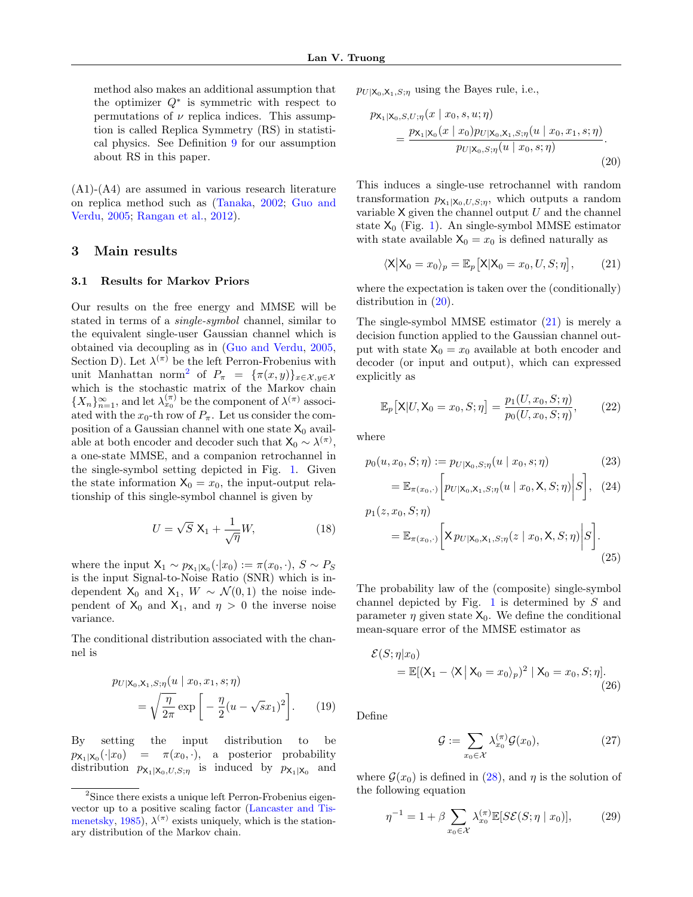method also makes an additional assumption that the optimizer $Q^*$ is symmetric with respect to permutations of $\nu$ replica indices. This assumption is called Replica Symmetry (RS) in statistical physics. See Definition 9 for our assumption about RS in this paper.

(A1)-(A4) are assumed in various research literature on replica method such as (Tanaka, 2002; Guo and Verdu, 2005; Rangan et al., 2012).

## 3 Main results

### 3.1 Results for Markov Priors

Our results on the free energy and MMSE will be stated in terms of a *single-symbol* channel, similar to the equivalent single-user Gaussian channel which is obtained via decoupling as in (Guo and Verdu, 2005, Section D). Let $\lambda^{(\pi)}$ be the left Perron-Frobenius with unit Manhattan norm[2] of $P_\pi = \{\pi(x,y)\}_{x\in\mathcal{X},y\in\mathcal{X}}$ which is the stochastic matrix of the Markov chain $\{X_n\}_{n=1}^\infty$, and let $\lambda_{x_0}^{(\pi)}$ be the component of $\lambda^{(\pi)}$ associated with the $x_0$-th row of $P_\pi$. Let us consider the composition of a Gaussian channel with one state $\mathsf{X}_0$ available at both encoder and decoder such that $\mathsf{X}_0 \sim \lambda^{(\pi)}$, a one-state MMSE, and a companion retrochannel in the single-symbol setting depicted in Fig. 1. Given the state information $\mathsf{X}_0 = x_0$, the input-output relationship of this single-symbol channel is given by

$$U = \sqrt{S}\,\mathsf{X}_1 + \frac{1}{\sqrt{\eta}}W, \tag{18}$$

where the input $\mathsf{X}_1 \sim p_{\mathsf{X}_1|\mathsf{X}_0}(\cdot|x_0) := \pi(x_0,\cdot)$, $S \sim P_S$ is the input Signal-to-Noise Ratio (SNR) which is independent $\mathsf{X}_0$ and $\mathsf{X}_1$, $W \sim \mathcal{N}(0,1)$ the noise independent of $\mathsf{X}_0$ and $\mathsf{X}_1$, and $\eta > 0$ the inverse noise variance.

The conditional distribution associated with the channel is

$$p_{U|\mathsf{X}_0,\mathsf{X}_1,S;\eta}(u \mid x_0, x_1, s; \eta) = \sqrt{\frac{\eta}{2\pi}}\exp\bigg[-\frac{\eta}{2}(u-\sqrt{s}x_1)^2\bigg]. \tag{19}$$

By setting the input distribution to be $p_{\mathsf{X}_1|\mathsf{X}_0}(\cdot|x_0) = \pi(x_0,\cdot)$, a posterior probability distribution $p_{\mathsf{X}_1|\mathsf{X}_0,U,S;\eta}$ is induced by $p_{\mathsf{X}_1|\mathsf{X}_0}$ and $p_{U|\mathsf{X}_0,\mathsf{X}_1,S;\eta}$ using the Bayes rule, i.e.,

$$p_{\mathsf{X}_1|\mathsf{X}_0,S,U;\eta}(x \mid x_0, s, u; \eta) = \frac{p_{\mathsf{X}_1|\mathsf{X}_0}(x \mid x_0)\,p_{U|\mathsf{X}_0,\mathsf{X}_1,S;\eta}(u \mid x_0, x_1, s; \eta)}{p_{U|\mathsf{X}_0,S;\eta}(u \mid x_0, s; \eta)}. \tag{20}$$

This induces a single-use retrochannel with random transformation $p_{\mathsf{X}_1|\mathsf{X}_0,U,S;\eta}$, which outputs a random variable $\mathsf{X}$ given the channel output $U$ and the channel state $\mathsf{X}_0$ (Fig. 1). An single-symbol MMSE estimator with state available $\mathsf{X}_0 = x_0$ is defined naturally as

$$\langle \mathsf{X} \big| \mathsf{X}_0 = x_0\rangle_p = \mathbb{E}_p\big[\mathsf{X} \big| \mathsf{X}_0 = x_0, U, S; \eta\big], \tag{21}$$

where the expectation is taken over the (conditionally) distribution in (20).

The single-symbol MMSE estimator (21) is merely a decision function applied to the Gaussian channel output with state $\mathsf{X}_0 = x_0$ available at both encoder and decoder (or input and output), which can expressed explicitly as

$$\mathbb{E}_p\big[\mathsf{X}\big|U, \mathsf{X}_0 = x_0, S; \eta\big] = \frac{p_1(U, x_0, S; \eta)}{p_0(U, x_0, S; \eta)}, \tag{22}$$

where

$$p_0(u, x_0, S; \eta) := p_{U|\mathsf{X}_0,S;\eta}(u \mid x_0, s; \eta) \tag{23}$$

$$= \mathbb{E}_{\pi(x_0,\cdot)}\bigg[p_{U|\mathsf{X}_0,\mathsf{X}_1,S;\eta}(u \mid x_0, \mathsf{X}, S; \eta)\bigg| S\bigg], \tag{24}$$

$$p_1(z, x_0, S; \eta) = \mathbb{E}_{\pi(x_0,\cdot)}\bigg[\mathsf{X}\, p_{U|\mathsf{X}_0,\mathsf{X}_1,S;\eta}(z \mid x_0, \mathsf{X}, S; \eta)\bigg| S\bigg]. \tag{25}$$

The probability law of the (composite) single-symbol channel depicted by Fig. 1 is determined by $S$ and parameter $\eta$ given state $\mathsf{X}_0$. We define the conditional mean-square error of the MMSE estimator as

$$\mathcal{E}(S;\eta|x_0) = \mathbb{E}[(\mathsf{X}_1 - \langle \mathsf{X} \,\big|\, \mathsf{X}_0 = x_0\rangle_p)^2 \mid \mathsf{X}_0 = x_0, S; \eta]. \tag{26}$$

Define

$$\mathcal{G} := \sum_{x_0 \in \mathcal{X}} \lambda_{x_0}^{(\pi)} \mathcal{G}(x_0), \tag{27}$$

where $\mathcal{G}(x_0)$ is defined in (28), and $\eta$ is the solution of the following equation

$$\eta^{-1} = 1 + \beta \sum_{x_0 \in \mathcal{X}} \lambda_{x_0}^{(\pi)} \mathbb{E}[S\mathcal{E}(S;\eta \mid x_0)], \tag{29}$$

[2] Since there exists a unique left Perron-Frobenius eigenvector up to a positive scaling factor (Lancaster and Tismenetsky, 1985), $\lambda^{(\pi)}$ exists uniquely, which is the stationary distribution of the Markov chain.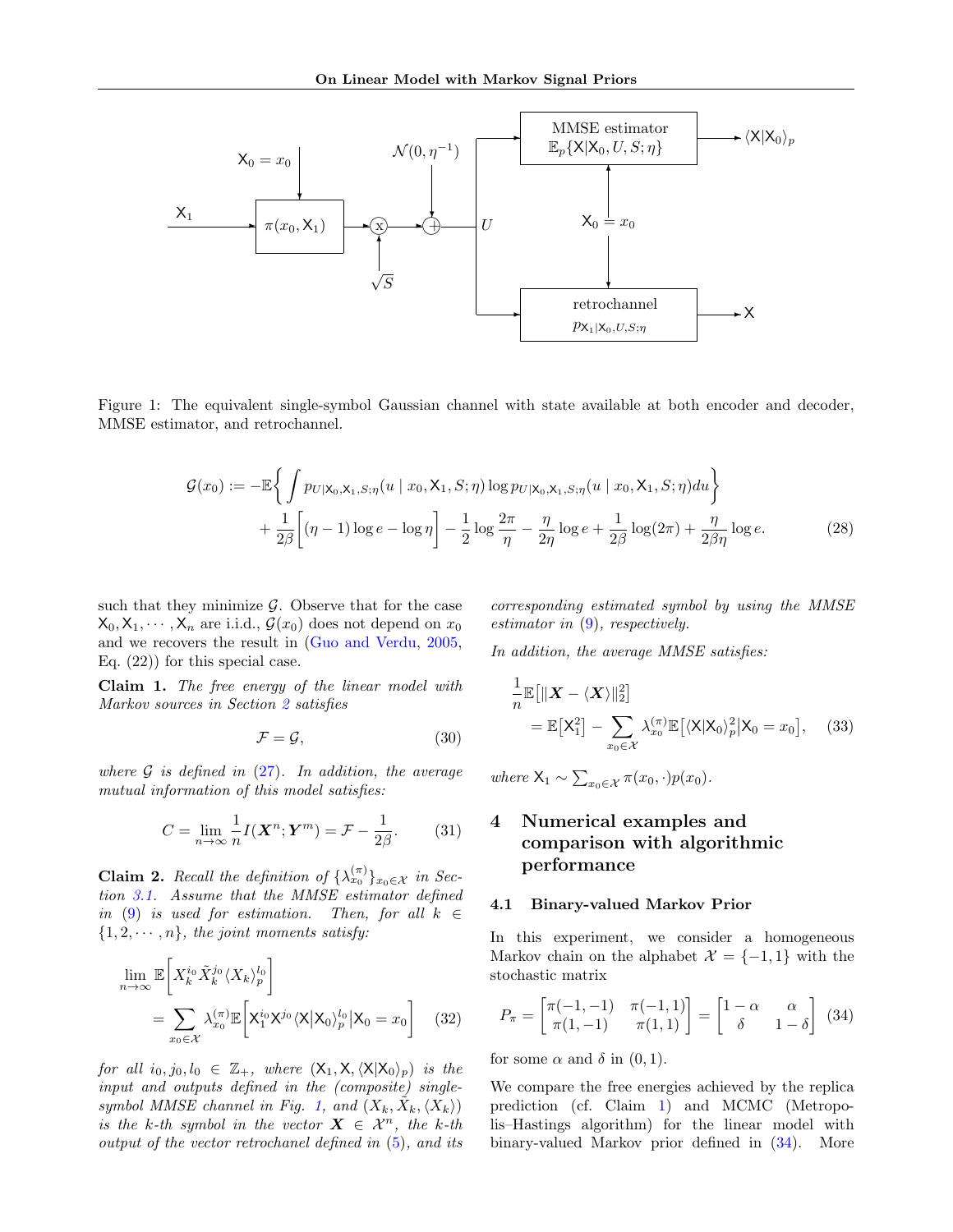Figure 1: The equivalent single-symbol Gaussian channel with state available at both encoder and decoder, MMSE estimator, and retrochannel.

$$
\mathcal{G}(x_0) := -\mathbb{E}\bigg\{ \int p_{U|\mathsf{X}_0,\mathsf{X}_1,S;\eta}(u \mid x_0, \mathsf{X}_1, S;\eta) \log p_{U|\mathsf{X}_0,\mathsf{X}_1,S;\eta}(u \mid x_0, \mathsf{X}_1, S;\eta) du \bigg\} + \frac{1}{2\beta}\bigg[(\eta - 1)\log e - \log \eta\bigg] - \frac{1}{2}\log\frac{2\pi}{\eta} - \frac{\eta}{2\eta}\log e + \frac{1}{2\beta}\log(2\pi) + \frac{\eta}{2\beta\eta}\log e. \tag{28}
$$

such that they minimize $\mathcal{G}$. Observe that for the case $\mathsf{X}_0, \mathsf{X}_1, \cdots, \mathsf{X}_n$ are i.i.d., $\mathcal{G}(x_0)$ does not depend on $x_0$ and we recovers the result in (Guo and Verdu, 2005, Eq. (22)) for this special case.

**Claim 1.** *The free energy of the linear model with Markov sources in Section 2 satisfies*

$$
\mathcal{F} = \mathcal{G}, \tag{30}
$$

*where $\mathcal{G}$ is defined in (27). In addition, the average mutual information of this model satisfies:*

$$
C = \lim_{n\to\infty} \frac{1}{n} I(\boldsymbol{X}^n; \boldsymbol{Y}^m) = \mathcal{F} - \frac{1}{2\beta}. \tag{31}
$$

**Claim 2.** *Recall the definition of $\{\lambda_{x_0}^{(\pi)}\}_{x_0\in\mathcal{X}}$ in Section 3.1. Assume that the MMSE estimator defined in (9) is used for estimation. Then, for all $k \in \{1, 2, \cdots, n\}$, the joint moments satisfy:*

$$
\lim_{n\to\infty} \mathbb{E}\bigg[X_k^{i_0} \tilde{X}_k^{j_0} \langle X_k \rangle_p^{l_0}\bigg] = \sum_{x_0\in\mathcal{X}} \lambda_{x_0}^{(\pi)} \mathbb{E}\bigg[\mathsf{X}_1^{i_0} \mathsf{X}^{j_0} \langle \mathsf{X}|\mathsf{X}_0\rangle_p^{l_0} \big| \mathsf{X}_0 = x_0\bigg] \tag{32}
$$

*for all $i_0, j_0, l_0 \in \mathbb{Z}_+$, where $(\mathsf{X}_1, \mathsf{X}, \langle \mathsf{X}|\mathsf{X}_0\rangle_p)$ is the input and outputs defined in the (composite) single-symbol MMSE channel in Fig. 1, and $(X_k, \tilde{X}_k, \langle X_k\rangle)$ is the $k$-th symbol in the vector $\boldsymbol{X} \in \mathcal{X}^n$, the $k$-th output of the vector retrochanel defined in (5), and its corresponding estimated symbol by using the MMSE estimator in (9), respectively.*

*In addition, the average MMSE satisfies:*

$$
\frac{1}{n}\mathbb{E}\big[\|\boldsymbol{X} - \langle \boldsymbol{X}\rangle\|_2^2\big] = \mathbb{E}\big[\mathsf{X}_1^2\big] - \sum_{x_0\in\mathcal{X}} \lambda_{x_0}^{(\pi)} \mathbb{E}\big[\langle \mathsf{X}|\mathsf{X}_0\rangle_p^2 \big| \mathsf{X}_0 = x_0\big], \tag{33}
$$

*where $\mathsf{X}_1 \sim \sum_{x_0\in\mathcal{X}} \pi(x_0, \cdot)p(x_0)$.*

## 4 Numerical examples and comparison with algorithmic performance

### 4.1 Binary-valued Markov Prior

In this experiment, we consider a homogeneous Markov chain on the alphabet $\mathcal{X} = \{-1, 1\}$ with the stochastic matrix

$$
P_\pi = \begin{bmatrix} \pi(-1,-1) & \pi(-1,1) \\ \pi(1,-1) & \pi(1,1) \end{bmatrix} = \begin{bmatrix} 1-\alpha & \alpha \\ \delta & 1-\delta \end{bmatrix} \tag{34}
$$

for some $\alpha$ and $\delta$ in $(0, 1)$.

We compare the free energies achieved by the replica prediction (cf. Claim 1) and MCMC (Metropolis–Hastings algorithm) for the linear model with binary-valued Markov prior defined in (34). More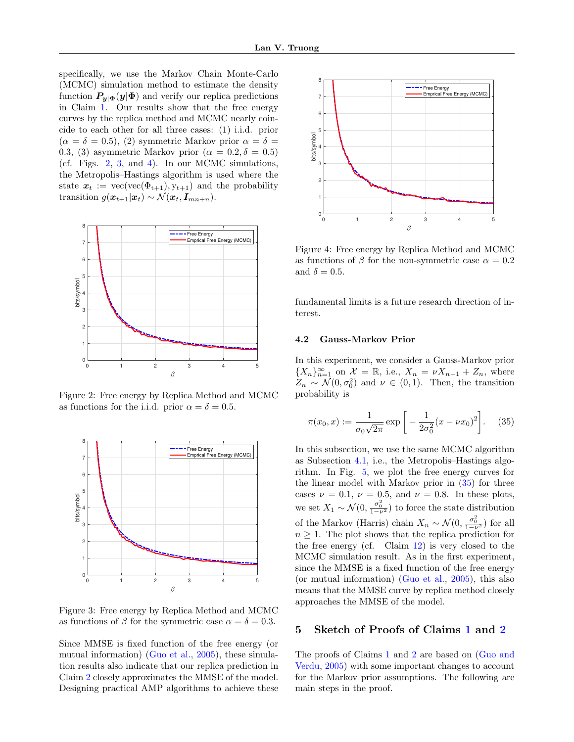specifically, we use the Markov Chain Monte-Carlo (MCMC) simulation method to estimate the density function $\boldsymbol{P}_{\boldsymbol{y}|\boldsymbol{\Phi}}(\boldsymbol{y}|\boldsymbol{\Phi})$ and verify our replica predictions in Claim 1. Our results show that the free energy curves by the replica method and MCMC nearly coincide to each other for all three cases: (1) i.i.d. prior ($\alpha = \delta = 0.5$), (2) symmetric Markov prior $\alpha = \delta = 0.3$, (3) asymmetric Markov prior ($\alpha = 0.2, \delta = 0.5$) (cf. Figs. 2, 3, and 4). In our MCMC simulations, the Metropolis–Hastings algorithm is used where the state $\boldsymbol{x}_t := \mathrm{vec}(\mathrm{vec}(\Phi_{t+1}), \mathrm{y}_{t+1})$ and the probability transition $g(\boldsymbol{x}_{t+1}|\boldsymbol{x}_t) \sim \mathcal{N}(\boldsymbol{x}_t, \boldsymbol{I}_{mn+n})$.

Figure 2: Free energy by Replica Method and MCMC as functions for the i.i.d. prior $\alpha = \delta = 0.5$.

Figure 3: Free energy by Replica Method and MCMC as functions of $\beta$ for the symmetric case $\alpha = \delta = 0.3$.

Since MMSE is fixed function of the free energy (or mutual information) (Guo et al., 2005), these simulation results also indicate that our replica prediction in Claim 2 closely approximates the MMSE of the model. Designing practical AMP algorithms to achieve these fundamental limits is a future research direction of interest.

Figure 4: Free energy by Replica Method and MCMC as functions of $\beta$ for the non-symmetric case $\alpha = 0.2$ and $\delta = 0.5$.

### 4.2 Gauss-Markov Prior

In this experiment, we consider a Gauss-Markov prior $\{X_n\}_{n=1}^{\infty}$ on $\mathcal{X} = \mathbb{R}$, i.e., $X_n = \nu X_{n-1} + Z_n$, where $Z_n \sim \mathcal{N}(0, \sigma_0^2)$ and $\nu \in (0, 1)$. Then, the transition probability is

$$\pi(x_0, x) := \frac{1}{\sigma_0\sqrt{2\pi}} \exp\bigg[-\frac{1}{2\sigma_0^2}(x - \nu x_0)^2\bigg]. \quad (35)$$

In this subsection, we use the same MCMC algorithm as Subsection 4.1, i.e., the Metropolis–Hastings algorithm. In Fig. 5, we plot the free energy curves for the linear model with Markov prior in (35) for three cases $\nu = 0.1$, $\nu = 0.5$, and $\nu = 0.8$. In these plots, we set $X_1 \sim \mathcal{N}(0, \frac{\sigma_0^2}{1-\nu^2})$ to force the state distribution of the Markov (Harris) chain $X_n \sim \mathcal{N}(0, \frac{\sigma_0^2}{1-\nu^2})$ for all $n \geq 1$. The plot shows that the replica prediction for the free energy (cf. Claim 12) is very closed to the MCMC simulation result. As in the first experiment, since the MMSE is a fixed function of the free energy (or mutual information) (Guo et al., 2005), this also means that the MMSE curve by replica method closely approaches the MMSE of the model.

## 5 Sketch of Proofs of Claims 1 and 2

The proofs of Claims 1 and 2 are based on (Guo and Verdu, 2005) with some important changes to account for the Markov prior assumptions. The following are main steps in the proof.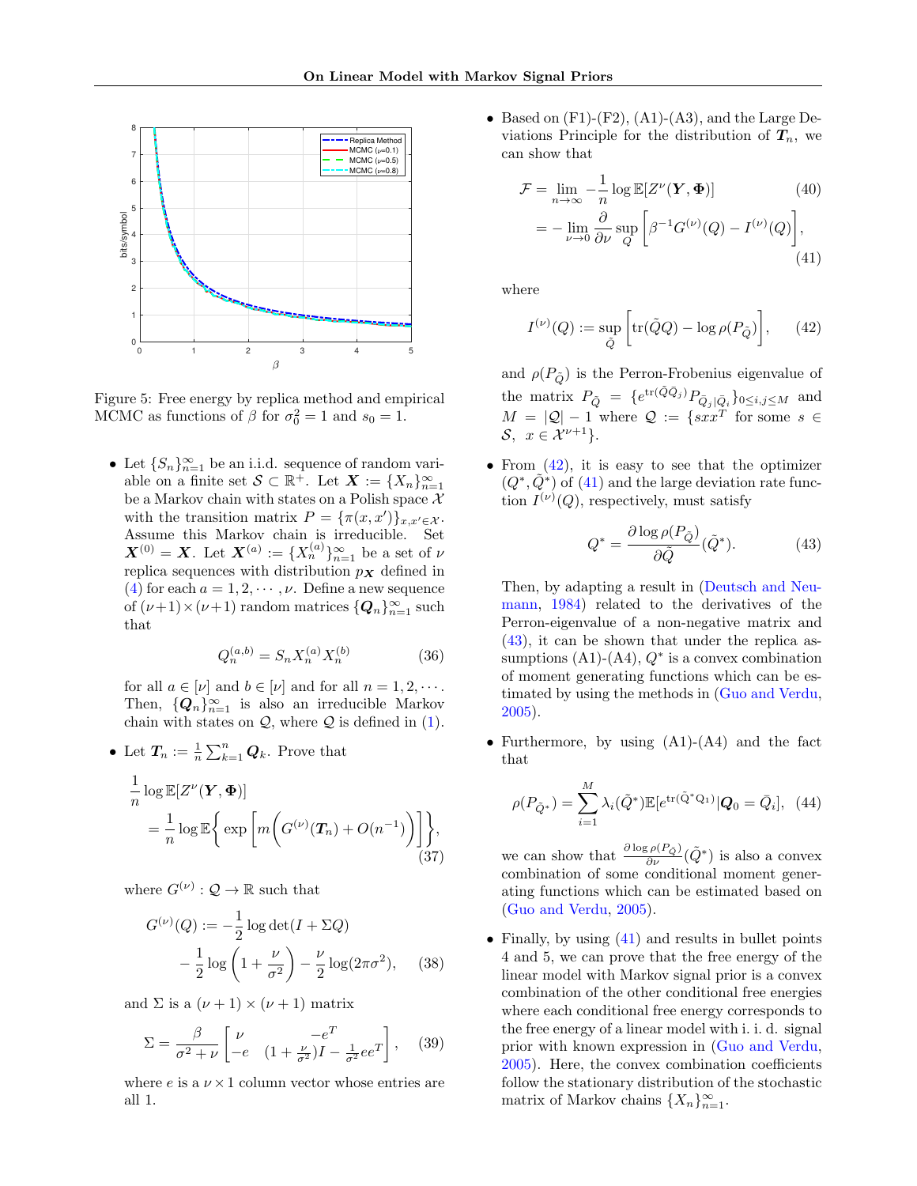Figure 5: Free energy by replica method and empirical MCMC as functions of $\beta$ for $\sigma_0^2 = 1$ and $s_0 = 1$.

- Let $\{S_n\}_{n=1}^{\infty}$ be an i.i.d. sequence of random variable on a finite set $\mathcal{S} \subset \mathbb{R}^+$. Let $\boldsymbol{X} := \{X_n\}_{n=1}^{\infty}$ be a Markov chain with states on a Polish space $\mathcal{X}$ with the transition matrix $P = \{\pi(x, x')\}_{x, x' \in \mathcal{X}}$. Assume this Markov chain is irreducible. Set $\boldsymbol{X}^{(0)} = \boldsymbol{X}$. Let $\boldsymbol{X}^{(a)} := \{X_n^{(a)}\}_{n=1}^{\infty}$ be a set of $\nu$ replica sequences with distribution $p_{\boldsymbol{X}}$ defined in (4) for each $a = 1, 2, \cdots, \nu$. Define a new sequence of $(\nu+1) \times (\nu+1)$ random matrices $\{\boldsymbol{Q}_n\}_{n=1}^{\infty}$ such that

$$Q_n^{(a,b)} = S_n X_n^{(a)} X_n^{(b)} \tag{36}$$

for all $a \in [\nu]$ and $b \in [\nu]$ and for all $n = 1, 2, \cdots$. Then, $\{\boldsymbol{Q}_n\}_{n=1}^{\infty}$ is also an irreducible Markov chain with states on $\mathcal{Q}$, where $\mathcal{Q}$ is defined in (1).

- Let $\boldsymbol{T}_n := \frac{1}{n}\sum_{k=1}^{n} \boldsymbol{Q}_k$. Prove that

$$\begin{aligned}
&\frac{1}{n}\log \mathbb{E}[Z^{\nu}(\boldsymbol{Y}, \boldsymbol{\Phi})] \\
&\quad = \frac{1}{n}\log \mathbb{E}\bigg\{\exp\bigg[m\bigg(G^{(\nu)}(\boldsymbol{T}_n) + O(n^{-1})\bigg)\bigg]\bigg\},
\end{aligned} \tag{37}$$

where $G^{(\nu)} : \mathcal{Q} \to \mathbb{R}$ such that

$$\begin{aligned}
G^{(\nu)}(Q) &:= -\frac{1}{2}\log\det(I + \Sigma Q) \\
&\quad - \frac{1}{2}\log\left(1 + \frac{\nu}{\sigma^2}\right) - \frac{\nu}{2}\log(2\pi\sigma^2),
\end{aligned} \tag{38}$$

and $\Sigma$ is a $(\nu+1) \times (\nu+1)$ matrix

$$\Sigma = \frac{\beta}{\sigma^2 + \nu}\begin{bmatrix} \nu & -e^T \\ -e & (1 + \frac{\nu}{\sigma^2})I - \frac{1}{\sigma^2}ee^T \end{bmatrix}, \tag{39}$$

where $e$ is a $\nu \times 1$ column vector whose entries are all 1.

- Based on (F1)-(F2), (A1)-(A3), and the Large Deviations Principle for the distribution of $\boldsymbol{T}_n$, we can show that

$$\begin{aligned}
\mathcal{F} &= \lim_{n\to\infty} -\frac{1}{n}\log \mathbb{E}[Z^{\nu}(\boldsymbol{Y}, \boldsymbol{\Phi})] &(40)\\
&= -\lim_{\nu\to 0}\frac{\partial}{\partial \nu}\sup_{Q}\bigg[\beta^{-1}G^{(\nu)}(Q) - I^{(\nu)}(Q)\bigg], &(41)
\end{aligned}$$

where

$$I^{(\nu)}(Q) := \sup_{\tilde{Q}}\bigg[\mathrm{tr}(\tilde{Q}Q) - \log\rho(P_{\tilde{Q}})\bigg], \tag{42}$$

and $\rho(P_{\tilde{Q}})$ is the Perron-Frobenius eigenvalue of the matrix $P_{\tilde{Q}} = \{e^{\mathrm{tr}(\tilde{Q}\bar{Q}_j)}P_{\bar{Q}_j|\bar{Q}_i}\}_{0\le i,j\le M}$ and $M = |\mathcal{Q}| - 1$ where $\mathcal{Q} := \{sxx^T$ for some $s \in \mathcal{S},\ x \in \mathcal{X}^{\nu+1}\}$.

- From (42), it is easy to see that the optimizer $(Q^*, \tilde{Q}^*)$ of (41) and the large deviation rate function $I^{(\nu)}(Q)$, respectively, must satisfy

$$Q^* = \frac{\partial \log\rho(P_{\tilde{Q}})}{\partial \tilde{Q}}(\tilde{Q}^*). \tag{43}$$

Then, by adapting a result in (Deutsch and Neumann, 1984) related to the derivatives of the Perron-eigenvalue of the non-negative matrix and (43), it can be shown that under the replica assumptions (A1)-(A4), $Q^*$ is a convex combination of moment generating functions which can be estimated by using the methods in (Guo and Verdu, 2005).

- Furthermore, by using (A1)-(A4) and the fact that

$$\rho(P_{\tilde{Q}^*}) = \sum_{i=1}^{M}\lambda_i(\tilde{Q}^*)\mathbb{E}[e^{\mathrm{tr}(\tilde{Q}^*\mathrm{Q}_1)}|\boldsymbol{Q}_0 = \bar{Q}_i], \tag{44}$$

we can show that $\frac{\partial\log\rho(P_{\tilde{Q}})}{\partial\nu}(\tilde{Q}^*)$ is also a convex combination of some conditional moment generating functions which can be estimated based on (Guo and Verdu, 2005).

- Finally, by using (41) and results in bullet points 4 and 5, we can prove that the free energy of the linear model with Markov signal prior is a convex combination of the other conditional free energies where each conditional free energy corresponds to the free energy of a linear model with i. i. d. signal prior with known expression in (Guo and Verdu, 2005). Here, the convex combination coefficients follow the stationary distribution of the stochastic matrix of Markov chains $\{X_n\}_{n=1}^{\infty}$.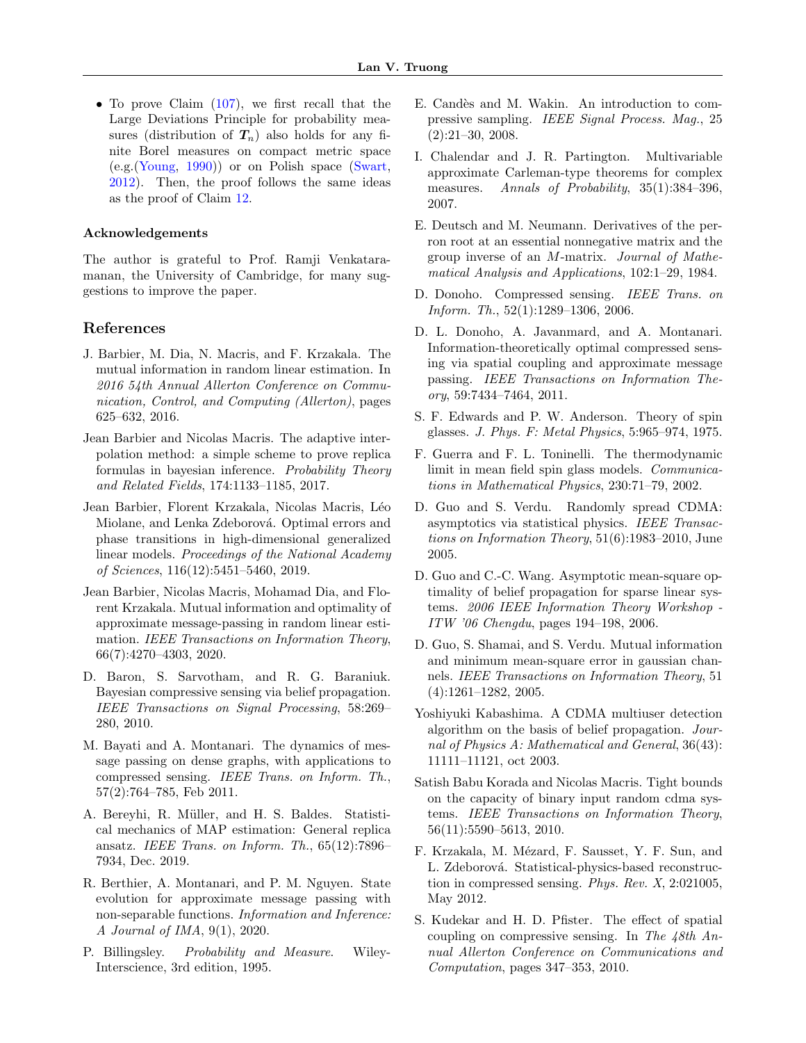- To prove Claim (107), we first recall that the Large Deviations Principle for probability measures (distribution of $\boldsymbol{T}_n$) also holds for any finite Borel measures on compact metric space (e.g.(Young, 1990)) or on Polish space (Swart, 2012). Then, the proof follows the same ideas as the proof of Claim 12.

### Acknowledgements

The author is grateful to Prof. Ramji Venkataramanan, the University of Cambridge, for many suggestions to improve the paper.

## References

J. Barbier, M. Dia, N. Macris, and F. Krzakala. The mutual information in random linear estimation. In *2016 54th Annual Allerton Conference on Communication, Control, and Computing (Allerton)*, pages 625–632, 2016.

Jean Barbier and Nicolas Macris. The adaptive interpolation method: a simple scheme to prove replica formulas in bayesian inference. *Probability Theory and Related Fields*, 174:1133–1185, 2017.

Jean Barbier, Florent Krzakala, Nicolas Macris, Léo Miolane, and Lenka Zdeborová. Optimal errors and phase transitions in high-dimensional generalized linear models. *Proceedings of the National Academy of Sciences*, 116(12):5451–5460, 2019.

Jean Barbier, Nicolas Macris, Mohamad Dia, and Florent Krzakala. Mutual information and optimality of approximate message-passing in random linear estimation. *IEEE Transactions on Information Theory*, 66(7):4270–4303, 2020.

D. Baron, S. Sarvotham, and R. G. Baraniuk. Bayesian compressive sensing via belief propagation. *IEEE Transactions on Signal Processing*, 58:269–280, 2010.

M. Bayati and A. Montanari. The dynamics of message passing on dense graphs, with applications to compressed sensing. *IEEE Trans. on Inform. Th.*, 57(2):764–785, Feb 2011.

A. Bereyhi, R. Müller, and H. S. Baldes. Statistical mechanics of MAP estimation: General replica ansatz. *IEEE Trans. on Inform. Th.*, 65(12):7896–7934, Dec. 2019.

R. Berthier, A. Montanari, and P. M. Nguyen. State evolution for approximate message passing with non-separable functions. *Information and Inference: A Journal of IMA*, 9(1), 2020.

P. Billingsley. *Probability and Measure*. Wiley-Interscience, 3rd edition, 1995.

E. Candès and M. Wakin. An introduction to compressive sampling. *IEEE Signal Process. Mag.*, 25 (2):21–30, 2008.

I. Chalendar and J. R. Partington. Multivariable approximate Carleman-type theorems for complex measures. *Annals of Probability*, 35(1):384–396, 2007.

E. Deutsch and M. Neumann. Derivatives of the perron root at an essential nonnegative matrix and the group inverse of an $M$-matrix. *Journal of Mathematical Analysis and Applications*, 102:1–29, 1984.

D. Donoho. Compressed sensing. *IEEE Trans. on Inform. Th.*, 52(1):1289–1306, 2006.

D. L. Donoho, A. Javanmard, and A. Montanari. Information-theoretically optimal compressed sensing via spatial coupling and approximate message passing. *IEEE Transactions on Information Theory*, 59:7434–7464, 2011.

S. F. Edwards and P. W. Anderson. Theory of spin glasses. *J. Phys. F: Metal Physics*, 5:965–974, 1975.

F. Guerra and F. L. Toninelli. The thermodynamic limit in mean field spin glass models. *Communications in Mathematical Physics*, 230:71–79, 2002.

D. Guo and S. Verdu. Randomly spread CDMA: asymptotics via statistical physics. *IEEE Transactions on Information Theory*, 51(6):1983–2010, June 2005.

D. Guo and C.-C. Wang. Asymptotic mean-square optimality of belief propagation for sparse linear systems. *2006 IEEE Information Theory Workshop - ITW '06 Chengdu*, pages 194–198, 2006.

D. Guo, S. Shamai, and S. Verdu. Mutual information and minimum mean-square error in gaussian channels. *IEEE Transactions on Information Theory*, 51 (4):1261–1282, 2005.

Yoshiyuki Kabashima. A CDMA multiuser detection algorithm on the basis of belief propagation. *Journal of Physics A: Mathematical and General*, 36(43): 11111–11121, oct 2003.

Satish Babu Korada and Nicolas Macris. Tight bounds on the capacity of binary input random cdma systems. *IEEE Transactions on Information Theory*, 56(11):5590–5613, 2010.

F. Krzakala, M. Mézard, F. Sausset, Y. F. Sun, and L. Zdeborová. Statistical-physics-based reconstruction in compressed sensing. *Phys. Rev. X*, 2:021005, May 2012.

S. Kudekar and H. D. Pfister. The effect of spatial coupling on compressive sensing. In *The 48th Annual Allerton Conference on Communications and Computation*, pages 347–353, 2010.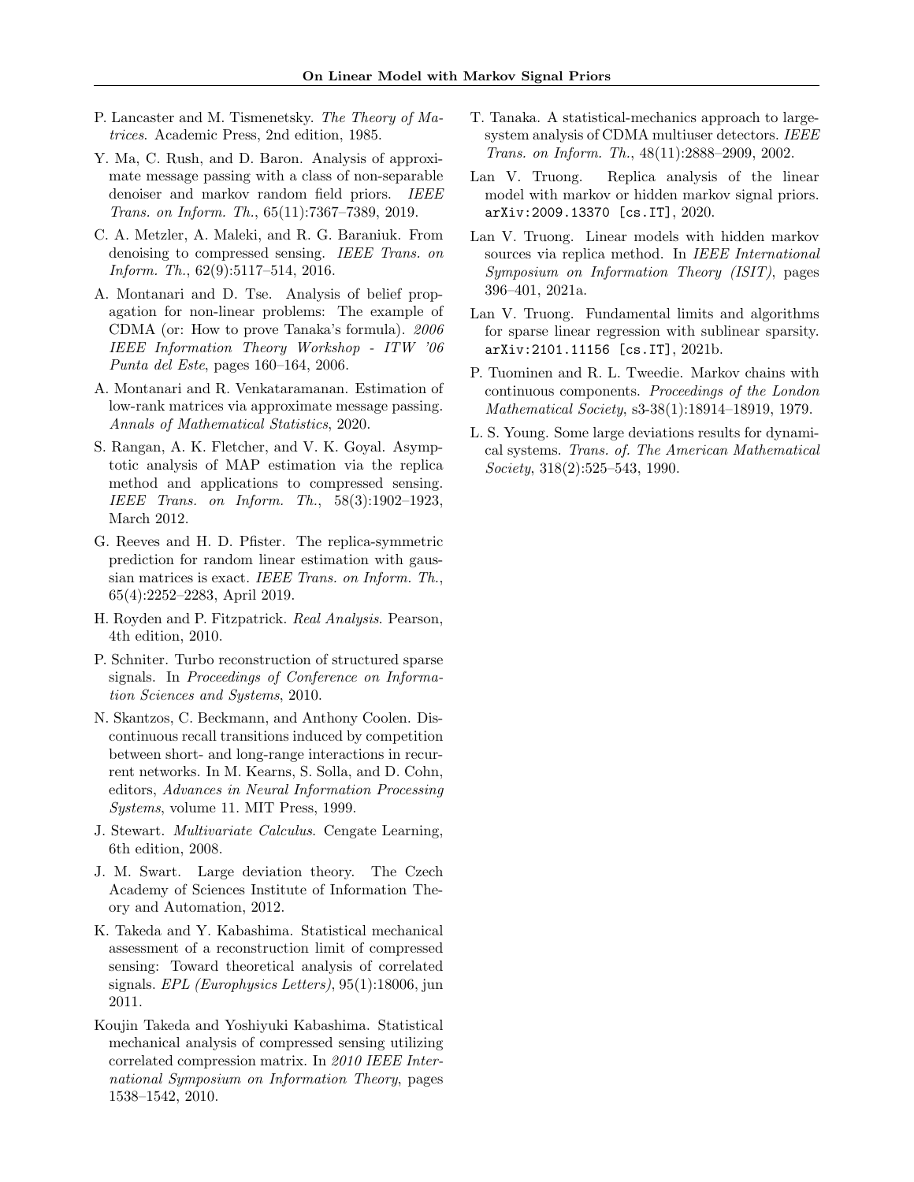P. Lancaster and M. Tismenetsky. *The Theory of Matrices*. Academic Press, 2nd edition, 1985.

Y. Ma, C. Rush, and D. Baron. Analysis of approximate message passing with a class of non-separable denoiser and markov random field priors. *IEEE Trans. on Inform. Th.*, 65(11):7367–7389, 2019.

C. A. Metzler, A. Maleki, and R. G. Baraniuk. From denoising to compressed sensing. *IEEE Trans. on Inform. Th.*, 62(9):5117–514, 2016.

A. Montanari and D. Tse. Analysis of belief propagation for non-linear problems: The example of CDMA (or: How to prove Tanaka's formula). *2006 IEEE Information Theory Workshop - ITW '06 Punta del Este*, pages 160–164, 2006.

A. Montanari and R. Venkataramanan. Estimation of low-rank matrices via approximate message passing. *Annals of Mathematical Statistics*, 2020.

S. Rangan, A. K. Fletcher, and V. K. Goyal. Asymptotic analysis of MAP estimation via the replica method and applications to compressed sensing. *IEEE Trans. on Inform. Th.*, 58(3):1902–1923, March 2012.

G. Reeves and H. D. Pfister. The replica-symmetric prediction for random linear estimation with gaussian matrices is exact. *IEEE Trans. on Inform. Th.*, 65(4):2252–2283, April 2019.

H. Royden and P. Fitzpatrick. *Real Analysis*. Pearson, 4th edition, 2010.

P. Schniter. Turbo reconstruction of structured sparse signals. In *Proceedings of Conference on Information Sciences and Systems*, 2010.

N. Skantzos, C. Beckmann, and Anthony Coolen. Discontinuous recall transitions induced by competition between short- and long-range interactions in recurrent networks. In M. Kearns, S. Solla, and D. Cohn, editors, *Advances in Neural Information Processing Systems*, volume 11. MIT Press, 1999.

J. Stewart. *Multivariate Calculus*. Cengate Learning, 6th edition, 2008.

J. M. Swart. Large deviation theory. The Czech Academy of Sciences Institute of Information Theory and Automation, 2012.

K. Takeda and Y. Kabashima. Statistical mechanical assessment of a reconstruction limit of compressed sensing: Toward theoretical analysis of correlated signals. *EPL (Europhysics Letters)*, 95(1):18006, jun 2011.

Koujin Takeda and Yoshiyuki Kabashima. Statistical mechanical analysis of compressed sensing utilizing correlated compression matrix. In *2010 IEEE International Symposium on Information Theory*, pages 1538–1542, 2010.

T. Tanaka. A statistical-mechanics approach to large-system analysis of CDMA multiuser detectors. *IEEE Trans. on Inform. Th.*, 48(11):2888–2909, 2002.

Lan V. Truong. Replica analysis of the linear model with markov or hidden markov signal priors. arXiv:2009.13370 [cs.IT], 2020.

Lan V. Truong. Linear models with hidden markov sources via replica method. In *IEEE International Symposium on Information Theory (ISIT)*, pages 396–401, 2021a.

Lan V. Truong. Fundamental limits and algorithms for sparse linear regression with sublinear sparsity. arXiv:2101.11156 [cs.IT], 2021b.

P. Tuominen and R. L. Tweedie. Markov chains with continuous components. *Proceedings of the London Mathematical Society*, s3-38(1):18914–18919, 1979.

L. S. Young. Some large deviations results for dynamical systems. *Trans. of. The American Mathematical Society*, 318(2):525–543, 1990.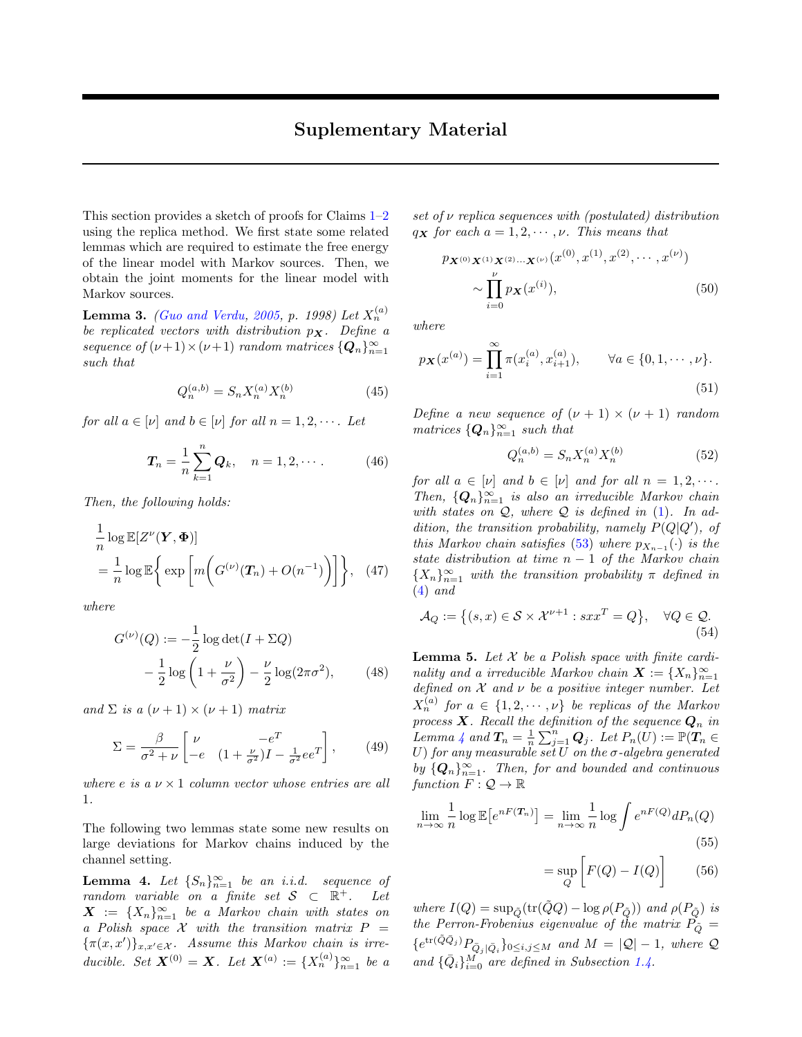# Suplementary Material

This section provides a sketch of proofs for Claims 1–2 using the replica method. We first state some related lemmas which are required to estimate the free energy of the linear model with Markov sources. Then, we obtain the joint moments for the linear model with Markov sources.

**Lemma 3.** *(Guo and Verdu, 2005, p. 1998) Let $X_n^{(a)}$ be replicated vectors with distribution $p_{\boldsymbol{X}}$. Define a sequence of $(\nu+1)\times(\nu+1)$ random matrices $\{\boldsymbol{Q}_n\}_{n=1}^\infty$ such that*

$$Q_n^{(a,b)} = S_n X_n^{(a)} X_n^{(b)} \tag{45}$$

*for all $a \in [\nu]$ and $b \in [\nu]$ for all $n = 1, 2, \cdots$. Let*

$$\boldsymbol{T}_n = \frac{1}{n}\sum_{k=1}^{n} \boldsymbol{Q}_k, \quad n = 1, 2, \cdots. \tag{46}$$

*Then, the following holds:*

$$\begin{aligned}
&\frac{1}{n}\log \mathbb{E}[Z^\nu(\boldsymbol{Y}, \boldsymbol{\Phi})] \\
&= \frac{1}{n}\log \mathbb{E}\bigg\{ \exp\bigg[ m\bigg( G^{(\nu)}(\boldsymbol{T}_n) + O(n^{-1})\bigg)\bigg]\bigg\}, 
\end{aligned}\tag{47}$$

*where*

$$\begin{aligned}
G^{(\nu)}(Q) &:= -\frac{1}{2}\log\det(I + \Sigma Q) \\
&\quad - \frac{1}{2}\log\left(1 + \frac{\nu}{\sigma^2}\right) - \frac{\nu}{2}\log(2\pi\sigma^2),
\end{aligned}\tag{48}$$

*and $\Sigma$ is a $(\nu+1)\times(\nu+1)$ matrix*

$$\Sigma = \frac{\beta}{\sigma^2+\nu}\begin{bmatrix} \nu & -e^T \\ -e & (1+\frac{\nu}{\sigma^2})I - \frac{1}{\sigma^2}ee^T \end{bmatrix}, \tag{49}$$

*where $e$ is a $\nu \times 1$ column vector whose entries are all 1.*

The following two lemmas state some new results on large deviations for Markov chains induced by the channel setting.

**Lemma 4.** *Let $\{S_n\}_{n=1}^\infty$ be an i.i.d. sequence of random variable on a finite set $\mathcal{S} \subset \mathbb{R}^+$. Let $\boldsymbol{X} := \{X_n\}_{n=1}^\infty$ be a Markov chain with states on a Polish space $\mathcal{X}$ with the transition matrix $P = \{\pi(x,x')\}_{x,x'\in\mathcal{X}}$. Assume this Markov chain is irreducible. Set $\boldsymbol{X}^{(0)} = \boldsymbol{X}$. Let $\boldsymbol{X}^{(a)} := \{X_n^{(a)}\}_{n=1}^\infty$ be a set of $\nu$ replica sequences with (postulated) distribution $q_{\boldsymbol{X}}$ for each $a = 1, 2, \cdots, \nu$. This means that*

$$\begin{aligned}
&p_{\boldsymbol{X}^{(0)}\boldsymbol{X}^{(1)}\boldsymbol{X}^{(2)}\cdots\boldsymbol{X}^{(\nu)}}(x^{(0)}, x^{(1)}, x^{(2)}, \cdots, x^{(\nu)}) \\
&\qquad \sim \prod_{i=0}^{\nu} p_{\boldsymbol{X}}(x^{(i)}),
\end{aligned}\tag{50}$$

*where*

$$p_{\boldsymbol{X}}(x^{(a)}) = \prod_{i=1}^{\infty}\pi(x_i^{(a)}, x_{i+1}^{(a)}), \qquad \forall a \in \{0, 1, \cdots, \nu\}. \tag{51}$$

*Define a new sequence of $(\nu+1)\times(\nu+1)$ random matrices $\{\boldsymbol{Q}_n\}_{n=1}^\infty$ such that*

$$Q_n^{(a,b)} = S_n X_n^{(a)} X_n^{(b)} \tag{52}$$

*for all $a \in [\nu]$ and $b \in [\nu]$ and for all $n = 1, 2, \cdots$. Then, $\{\boldsymbol{Q}_n\}_{n=1}^\infty$ is also an irreducible Markov chain with states on $\mathcal{Q}$, where $\mathcal{Q}$ is defined in (1). In addition, the transition probability, namely $P(Q|Q')$, of this Markov chain satisfies (53) where $p_{X_{n-1}}(\cdot)$ is the state distribution at time $n-1$ of the Markov chain $\{X_n\}_{n=1}^\infty$ with the transition probability $\pi$ defined in (4) and*

$$\mathcal{A}_Q := \big\{(s,x) \in \mathcal{S}\times\mathcal{X}^{\nu+1} : sxx^T = Q\big\}, \quad \forall Q \in \mathcal{Q}. \tag{54}$$

**Lemma 5.** *Let $\mathcal{X}$ be a Polish space with finite cardinality and a irreducible Markov chain $\boldsymbol{X} := \{X_n\}_{n=1}^\infty$ defined on $\mathcal{X}$ and $\nu$ be a positive integer number. Let $X_n^{(a)}$ for $a \in \{1, 2, \cdots, \nu\}$ be replicas of the Markov process $\boldsymbol{X}$. Recall the definition of the sequence $\boldsymbol{Q}_n$ in Lemma 4 and $\boldsymbol{T}_n = \frac{1}{n}\sum_{j=1}^{n}\boldsymbol{Q}_j$. Let $P_n(U) := \mathbb{P}(\boldsymbol{T}_n \in U)$ for any measurable set $U$ on the $\sigma$-algebra generated by $\{\boldsymbol{Q}_n\}_{n=1}^\infty$. Then, for and bounded and continuous function $F : \mathcal{Q} \to \mathbb{R}$*

$$\lim_{n\to\infty}\frac{1}{n}\log\mathbb{E}\big[e^{nF(\boldsymbol{T}_n)}\big] = \lim_{n\to\infty}\frac{1}{n}\log\int e^{nF(Q)}dP_n(Q) \tag{55}$$

$$= \sup_Q\bigg[F(Q) - I(Q)\bigg] \tag{56}$$

*where $I(Q) = \sup_{\tilde{Q}}(\mathrm{tr}(\tilde{Q}Q) - \log\rho(P_{\tilde{Q}}))$ and $\rho(P_{\tilde{Q}})$ is the Perron-Frobenius eigenvalue of the matrix $P_{\tilde{Q}} = \{e^{\mathrm{tr}(\tilde{Q}\bar{Q}_j)}P_{\bar{Q}_j|\bar{Q}_i}\}_{0\le i,j\le M}$ and $M = |\mathcal{Q}| - 1$, where $\mathcal{Q}$ and $\{\bar{Q}_i\}_{i=0}^M$ are defined in Subsection 1.4.*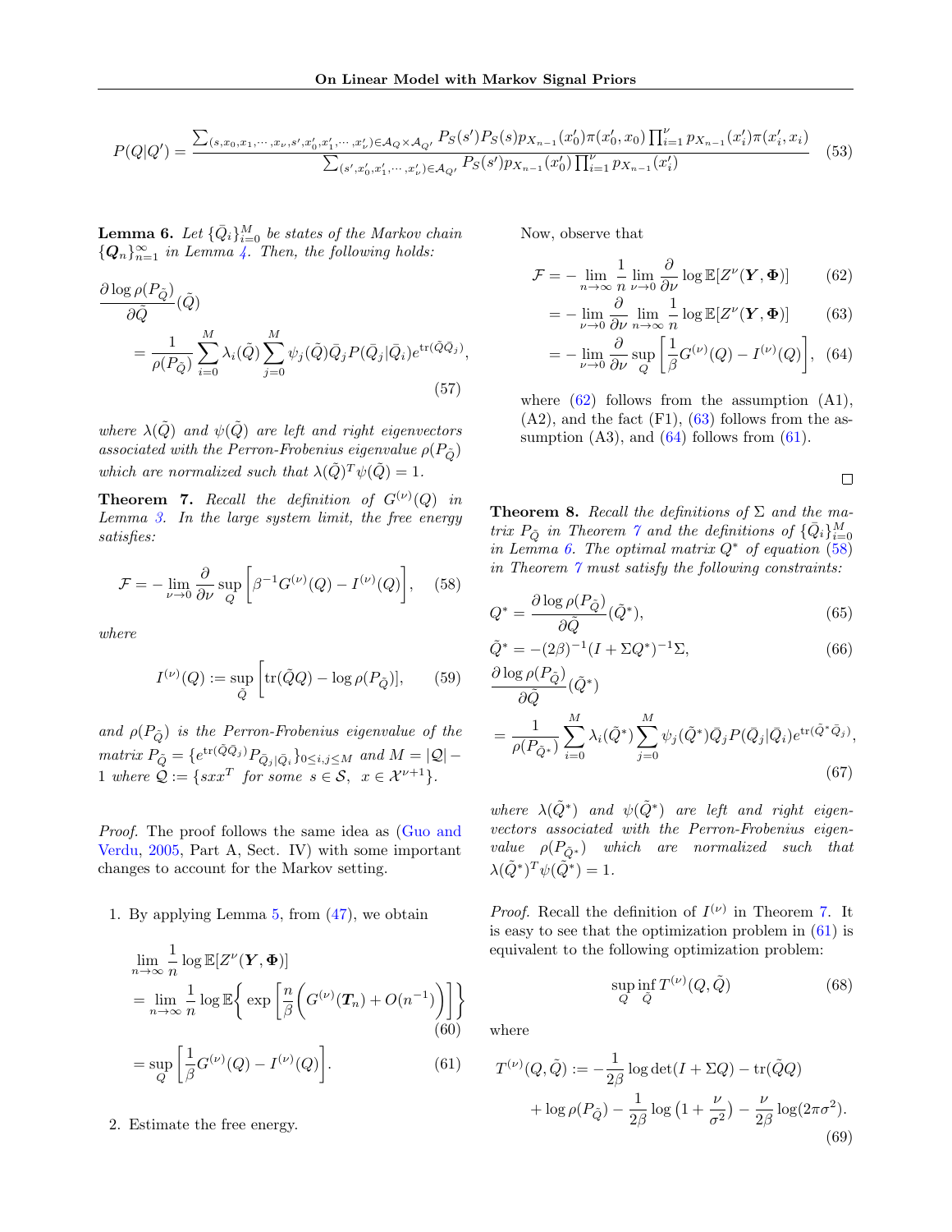$$P(Q|Q') = \frac{\sum_{(s,x_0,x_1,\cdots,x_\nu,s',x_0',x_1',\cdots,x_\nu')\in\mathcal{A}_Q\times\mathcal{A}_{Q'}} P_S(s')P_S(s)p_{X_{n-1}}(x_0')\pi(x_0',x_0)\prod_{i=1}^{\nu} p_{X_{n-1}}(x_i')\pi(x_i',x_i)}{\sum_{(s',x_0',x_1',\cdots,x_\nu')\in\mathcal{A}_{Q'}} P_S(s')p_{X_{n-1}}(x_0')\prod_{i=1}^{\nu} p_{X_{n-1}}(x_i')} \quad (53)$$

**Lemma 6.** *Let $\{\bar{Q}_i\}_{i=0}^M$ be states of the Markov chain $\{\boldsymbol{Q}_n\}_{n=1}^\infty$ in Lemma 4. Then, the following holds:*

$$\frac{\partial \log \rho(P_{\tilde{Q}})}{\partial \tilde{Q}}(\tilde{Q}) = \frac{1}{\rho(P_{\tilde{Q}})}\sum_{i=0}^{M}\lambda_i(\tilde{Q})\sum_{j=0}^{M}\psi_j(\tilde{Q})\bar{Q}_j P(\bar{Q}_j|\bar{Q}_i)e^{\operatorname{tr}(\tilde{Q}\bar{Q}_j)}, \quad (57)$$

*where $\lambda(\tilde{Q})$ and $\psi(\tilde{Q})$ are left and right eigenvectors associated with the Perron-Frobenius eigenvalue $\rho(P_{\tilde{Q}})$ which are normalized such that $\lambda(\tilde{Q})^T\psi(\tilde{Q}) = 1$.*

**Theorem 7.** *Recall the definition of $G^{(\nu)}(Q)$ in Lemma 3. In the large system limit, the free energy satisfies:*

$$\mathcal{F} = -\lim_{\nu\to 0}\frac{\partial}{\partial \nu}\sup_{Q}\left[\beta^{-1}G^{(\nu)}(Q) - I^{(\nu)}(Q)\right], \quad (58)$$

*where*

$$I^{(\nu)}(Q) := \sup_{\tilde{Q}}\left[\operatorname{tr}(\tilde{Q}Q) - \log\rho(P_{\tilde{Q}})\right], \quad (59)$$

*and $\rho(P_{\tilde{Q}})$ is the Perron-Frobenius eigenvalue of the matrix $P_{\tilde{Q}} = \{e^{\operatorname{tr}(\tilde{Q}\bar{Q}_j)}P_{\bar{Q}_j|\bar{Q}_i}\}_{0\le i,j\le M}$ and $M = |\mathcal{Q}| - 1$ where $\mathcal{Q} := \{sxx^T \text{ for some } s\in\mathcal{S},\ x\in\mathcal{X}^{\nu+1}\}$.*

*Proof.* The proof follows the same idea as (Guo and Verdu, 2005, Part A, Sect. IV) with some important changes to account for the Markov setting.

1. By applying Lemma 5, from (47), we obtain

$$\lim_{n\to\infty}\frac{1}{n}\log\mathbb{E}[Z^\nu(\boldsymbol{Y},\boldsymbol{\Phi})] = \lim_{n\to\infty}\frac{1}{n}\log\mathbb{E}\left\{\exp\left[\frac{n}{\beta}\left(G^{(\nu)}(\boldsymbol{T}_n) + O(n^{-1})\right)\right]\right\} \quad (60)$$

$$= \sup_Q\left[\frac{1}{\beta}G^{(\nu)}(Q) - I^{(\nu)}(Q)\right]. \quad (61)$$

2. Estimate the free energy.

Now, observe that

$$\mathcal{F} = -\lim_{n\to\infty}\frac{1}{n}\lim_{\nu\to 0}\frac{\partial}{\partial\nu}\log\mathbb{E}[Z^\nu(\boldsymbol{Y},\boldsymbol{\Phi})] \quad (62)$$

$$= -\lim_{\nu\to 0}\frac{\partial}{\partial\nu}\lim_{n\to\infty}\frac{1}{n}\log\mathbb{E}[Z^\nu(\boldsymbol{Y},\boldsymbol{\Phi})] \quad (63)$$

$$= -\lim_{\nu\to 0}\frac{\partial}{\partial\nu}\sup_Q\left[\frac{1}{\beta}G^{(\nu)}(Q) - I^{(\nu)}(Q)\right], \quad (64)$$

where (62) follows from the assumption (A1), (A2), and the fact (F1), (63) follows from the assumption (A3), and (64) follows from (61).

∎

**Theorem 8.** *Recall the definitions of $\Sigma$ and the matrix $P_{\tilde{Q}}$ in Theorem 7 and the definitions of $\{\bar{Q}_i\}_{i=0}^M$ in Lemma 6. The optimal matrix $Q^*$ of equation (58) in Theorem 7 must satisfy the following constraints:*

$$Q^* = \frac{\partial\log\rho(P_{\tilde{Q}})}{\partial\tilde{Q}}(\tilde{Q}^*), \quad (65)$$

$$\tilde{Q}^* = -(2\beta)^{-1}(I + \Sigma Q^*)^{-1}\Sigma, \quad (66)$$

$$\frac{\partial\log\rho(P_{\tilde{Q}})}{\partial\tilde{Q}}(\tilde{Q}^*) = \frac{1}{\rho(P_{\tilde{Q}^*})}\sum_{i=0}^{M}\lambda_i(\tilde{Q}^*)\sum_{j=0}^{M}\psi_j(\tilde{Q}^*)\bar{Q}_j P(\bar{Q}_j|\bar{Q}_i)e^{\operatorname{tr}(\tilde{Q}^*\bar{Q}_j)}, \quad (67)$$

*where $\lambda(\tilde{Q}^*)$ and $\psi(\tilde{Q}^*)$ are left and right eigenvectors associated with the Perron-Frobenius eigenvalue $\rho(P_{\tilde{Q}^*})$ which are normalized such that $\lambda(\tilde{Q}^*)^T\psi(\tilde{Q}^*) = 1$.*

*Proof.* Recall the definition of $I^{(\nu)}$ in Theorem 7. It is easy to see that the optimization problem in (61) is equivalent to the following optimization problem:

$$\sup_Q\inf_{\tilde{Q}} T^{(\nu)}(Q,\tilde{Q}) \quad (68)$$

where

$$T^{(\nu)}(Q,\tilde{Q}) := -\frac{1}{2\beta}\log\det(I + \Sigma Q) - \operatorname{tr}(\tilde{Q}Q) + \log\rho(P_{\tilde{Q}}) - \frac{1}{2\beta}\log\left(1 + \frac{\nu}{\sigma^2}\right) - \frac{\nu}{2\beta}\log(2\pi\sigma^2). \quad (69)$$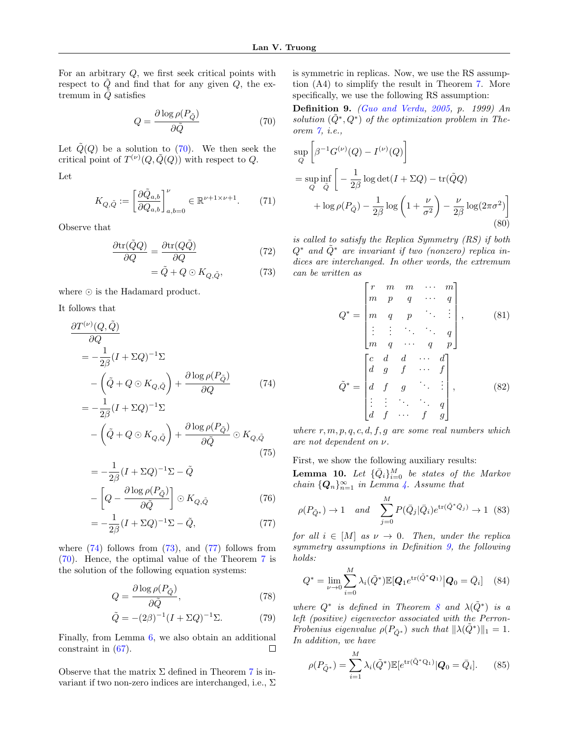For an arbitrary $Q$, we first seek critical points with respect to $\tilde{Q}$ and find that for any given $Q$, the extremum in $\tilde{Q}$ satisfies

$$Q = \frac{\partial \log \rho(P_{\tilde{Q}})}{\partial \tilde{Q}} \tag{70}$$

Let $\tilde{Q}(Q)$ be a solution to (70). We then seek the critical point of $T^{(\nu)}(Q, \tilde{Q}(Q))$ with respect to $Q$.

Let

$$K_{Q,\tilde{Q}} := \left[\frac{\partial \tilde{Q}_{a,b}}{\partial Q_{a,b}}\right]_{a,b=0}^{\nu} \in \mathbb{R}^{\nu+1 \times \nu+1}. \tag{71}$$

Observe that

$$\begin{aligned}
\frac{\partial \text{tr}(\tilde{Q}Q)}{\partial Q} &= \frac{\partial \text{tr}(Q\tilde{Q})}{\partial Q} &(72)\\
&= \tilde{Q} + Q \odot K_{Q,\tilde{Q}}, &(73)
\end{aligned}$$

where $\odot$ is the Hadamard product.

It follows that

$$\begin{aligned}
&\frac{\partial T^{(\nu)}(Q,\tilde{Q})}{\partial Q}\\
&= -\frac{1}{2\beta}(I + \Sigma Q)^{-1}\Sigma\\
&\quad - \left(\tilde{Q} + Q \odot K_{Q,\tilde{Q}}\right) + \frac{\partial \log \rho(P_{\tilde{Q}})}{\partial Q} &(74)\\
&= -\frac{1}{2\beta}(I + \Sigma Q)^{-1}\Sigma\\
&\quad - \left(\tilde{Q} + Q \odot K_{Q,\tilde{Q}}\right) + \frac{\partial \log \rho(P_{\tilde{Q}})}{\partial \tilde{Q}} \odot K_{Q,\tilde{Q}} &(75)\\
&= -\frac{1}{2\beta}(I + \Sigma Q)^{-1}\Sigma - \tilde{Q}\\
&\quad - \left[Q - \frac{\partial \log \rho(P_{\tilde{Q}})}{\partial \tilde{Q}}\right] \odot K_{Q,\tilde{Q}} &(76)\\
&= -\frac{1}{2\beta}(I + \Sigma Q)^{-1}\Sigma - \tilde{Q}, &(77)
\end{aligned}$$

where (74) follows from (73), and (77) follows from (70). Hence, the optimal value of the Theorem 7 is the solution of the following equation systems:

$$\begin{aligned}
Q &= \frac{\partial \log \rho(P_{\tilde{Q}})}{\partial \tilde{Q}}, &(78)\\
\tilde{Q} &= -(2\beta)^{-1}(I + \Sigma Q)^{-1}\Sigma. &(79)
\end{aligned}$$

Finally, from Lemma 6, we also obtain an additional constraint in (67). ∎

Observe that the matrix $\Sigma$ defined in Theorem 7 is invariant if two non-zero indices are interchanged, i.e., $\Sigma$ is symmetric in replicas. Now, we use the RS assumption (A4) to simplify the result in Theorem 7. More specifically, we use the following RS assumption:

**Definition 9.** *(Guo and Verdu, 2005, p. 1999) An solution $(\tilde{Q}^*, Q^*)$ of the optimization problem in Theorem 7, i.e.,*

$$\begin{aligned}
&\sup_Q \left[\beta^{-1}G^{(\nu)}(Q) - I^{(\nu)}(Q)\right]\\
&= \sup_Q \inf_{\tilde{Q}} \bigg[-\frac{1}{2\beta}\log\det(I + \Sigma Q) - \text{tr}(\tilde{Q}Q)\\
&\quad + \log \rho(P_{\tilde{Q}}) - \frac{1}{2\beta}\log\left(1 + \frac{\nu}{\sigma^2}\right) - \frac{\nu}{2\beta}\log(2\pi\sigma^2)\bigg] &(80)
\end{aligned}$$

*is called to satisfy the Replica Symmetry (RS) if both $Q^*$ and $\tilde{Q}^*$ are invariant if two (nonzero) replica indices are interchanged. In other words, the extremum can be written as*

$$Q^* = \begin{bmatrix} r & m & m & \cdots & m\\ m & p & q & \cdots & q\\ m & q & p & \ddots & \vdots\\ \vdots & \vdots & \ddots & \ddots & q\\ m & q & \cdots & q & p \end{bmatrix}, \tag{81}$$

$$\tilde{Q}^* = \begin{bmatrix} c & d & d & \cdots & d\\ d & g & f & \cdots & f\\ d & f & g & \ddots & \vdots\\ \vdots & \vdots & \ddots & \ddots & q\\ d & f & \cdots & f & g \end{bmatrix}, \tag{82}$$

*where $r, m, p, q, c, d, f, g$ are some real numbers which are not dependent on $\nu$.*

First, we show the following auxiliary results:

**Lemma 10.** *Let $\{\bar{Q}_i\}_{i=0}^M$ be states of the Markov chain $\{\boldsymbol{Q}_n\}_{n=1}^\infty$ in Lemma 4. Assume that*

$$\rho(P_{\tilde{Q}^*}) \to 1 \quad \text{and} \quad \sum_{j=0}^M P(\bar{Q}_j|\bar{Q}_i)e^{\text{tr}(\tilde{Q}^*\bar{Q}_j)} \to 1 \tag{83}$$

*for all $i \in [M]$ as $\nu \to 0$. Then, under the replica symmetry assumptions in Definition 9, the following holds:*

$$Q^* = \lim_{\nu\to 0}\sum_{i=0}^M \lambda_i(\tilde{Q}^*)\mathbb{E}[\boldsymbol{Q}_1 e^{\text{tr}(\tilde{Q}^*\boldsymbol{Q}_1)}\big|\boldsymbol{Q}_0 = \bar{Q}_i] \tag{84}$$

*where $Q^*$ is defined in Theorem 8 and $\lambda(\tilde{Q}^*)$ is a left (positive) eigenvector associated with the Perron-Frobenius eigenvalue $\rho(P_{\tilde{Q}^*})$ such that $\|\lambda(\tilde{Q}^*)\|_1 = 1$. In addition, we have*

$$\rho(P_{\tilde{Q}^*}) = \sum_{i=1}^M \lambda_i(\tilde{Q}^*)\mathbb{E}[e^{\text{tr}(\tilde{Q}^*\text{Q}_1)}|\boldsymbol{Q}_0 = \bar{Q}_i]. \tag{85}$$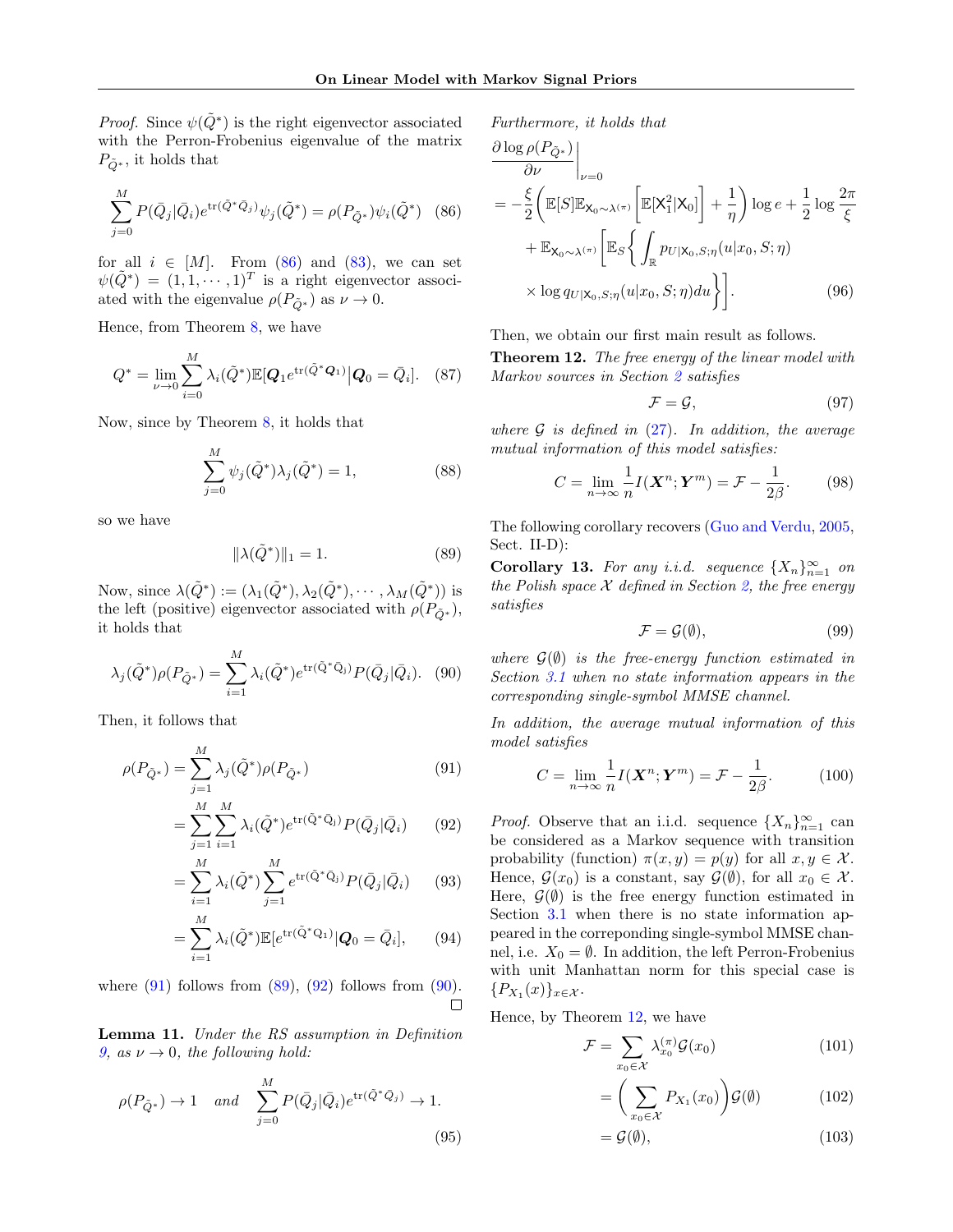*Proof.* Since $\psi(\tilde{Q}^*)$ is the right eigenvector associated with the Perron-Frobenius eigenvalue of the matrix $P_{\tilde{Q}^*}$, it holds that

$$\sum_{j=0}^{M} P(\bar{Q}_j|\bar{Q}_i) e^{\mathrm{tr}(\tilde{Q}^* \bar{Q}_j)} \psi_j(\tilde{Q}^*) = \rho(P_{\tilde{Q}^*}) \psi_i(\tilde{Q}^*) \quad (86)$$

for all $i \in [M]$. From (86) and (83), we can set $\psi(\tilde{Q}^*) = (1, 1, \cdots, 1)^T$ is a right eigenvector associated with the eigenvalue $\rho(P_{\tilde{Q}^*})$ as $\nu \to 0$.

Hence, from Theorem 8, we have

$$Q^* = \lim_{\nu \to 0} \sum_{i=0}^{M} \lambda_i(\tilde{Q}^*) \mathbb{E}[\boldsymbol{Q}_1 e^{\mathrm{tr}(\tilde{Q}^* \boldsymbol{Q}_1)} \big| \boldsymbol{Q}_0 = \bar{Q}_i]. \quad (87)$$

Now, since by Theorem 8, it holds that

$$\sum_{j=0}^{M} \psi_j(\tilde{Q}^*) \lambda_j(\tilde{Q}^*) = 1, \quad (88)$$

so we have

$$\|\lambda(\tilde{Q}^*)\|_1 = 1. \quad (89)$$

Now, since $\lambda(\tilde{Q}^*) := (\lambda_1(\tilde{Q}^*), \lambda_2(\tilde{Q}^*), \cdots, \lambda_M(\tilde{Q}^*))$ is the left (positive) eigenvector associated with $\rho(P_{\tilde{Q}^*})$, it holds that

$$\lambda_j(\tilde{Q}^*) \rho(P_{\tilde{Q}^*}) = \sum_{i=1}^{M} \lambda_i(\tilde{Q}^*) e^{\mathrm{tr}(\tilde{Q}^* \bar{Q}_j)} P(\bar{Q}_j|\bar{Q}_i). \quad (90)$$

Then, it follows that

$$\rho(P_{\tilde{Q}^*}) = \sum_{j=1}^{M} \lambda_j(\tilde{Q}^*) \rho(P_{\tilde{Q}^*}) \quad (91)$$

$$= \sum_{j=1}^{M} \sum_{i=1}^{M} \lambda_i(\tilde{Q}^*) e^{\mathrm{tr}(\tilde{Q}^* \bar{Q}_j)} P(\bar{Q}_j|\bar{Q}_i) \quad (92)$$

$$= \sum_{i=1}^{M} \lambda_i(\tilde{Q}^*) \sum_{j=1}^{M} e^{\mathrm{tr}(\tilde{Q}^* \bar{Q}_j)} P(\bar{Q}_j|\bar{Q}_i) \quad (93)$$

$$= \sum_{i=1}^{M} \lambda_i(\tilde{Q}^*) \mathbb{E}[e^{\mathrm{tr}(\tilde{Q}^* \mathrm{Q}_1)} | \boldsymbol{Q}_0 = \bar{Q}_i], \quad (94)$$

where (91) follows from (89), (92) follows from (90). □

**Lemma 11.** *Under the RS assumption in Definition 9, as $\nu \to 0$, the following hold:*

$$\rho(P_{\tilde{Q}^*}) \to 1 \quad \text{and} \quad \sum_{j=0}^{M} P(\bar{Q}_j|\bar{Q}_i) e^{\mathrm{tr}(\tilde{Q}^* \bar{Q}_j)} \to 1. \quad (95)$$

*Furthermore, it holds that*

$$\frac{\partial \log \rho(P_{\tilde{Q}^*})}{\partial \nu}\bigg|_{\nu=0} = -\frac{\xi}{2}\bigg(\mathbb{E}[S]\mathbb{E}_{\mathsf{X}_0 \sim \lambda^{(\pi)}}\Big[\mathbb{E}[\mathsf{X}_1^2|\mathsf{X}_0]\Big] + \frac{1}{\eta}\bigg) \log e + \frac{1}{2} \log \frac{2\pi}{\xi}$$
$$+ \mathbb{E}_{\mathsf{X}_0 \sim \lambda^{(\pi)}}\bigg[\mathbb{E}_S\bigg\{\int_{\mathbb{R}} p_{U|\mathsf{X}_0, S;\eta}(u|x_0, S;\eta) \times \log q_{U|\mathsf{X}_0, S;\eta}(u|x_0, S;\eta) du\bigg\}\bigg]. \quad (96)$$

Then, we obtain our first main result as follows.

**Theorem 12.** *The free energy of the linear model with Markov sources in Section 2 satisfies*

$$\mathcal{F} = \mathcal{G}, \quad (97)$$

*where $\mathcal{G}$ is defined in (27). In addition, the average mutual information of this model satisfies:*

$$C = \lim_{n \to \infty} \frac{1}{n} I(\boldsymbol{X}^n; \boldsymbol{Y}^m) = \mathcal{F} - \frac{1}{2\beta}. \quad (98)$$

The following corollary recovers (Guo and Verdu, 2005, Sect. II-D):

**Corollary 13.** *For any i.i.d. sequence $\{X_n\}_{n=1}^{\infty}$ on the Polish space $\mathcal{X}$ defined in Section 2, the free energy satisfies*

$$\mathcal{F} = \mathcal{G}(\emptyset), \quad (99)$$

*where $\mathcal{G}(\emptyset)$ is the free-energy function estimated in Section 3.1 when no state information appears in the corresponding single-symbol MMSE channel.*

*In addition, the average mutual information of this model satisfies*

$$C = \lim_{n \to \infty} \frac{1}{n} I(\boldsymbol{X}^n; \boldsymbol{Y}^m) = \mathcal{F} - \frac{1}{2\beta}. \quad (100)$$

*Proof.* Observe that an i.i.d. sequence $\{X_n\}_{n=1}^{\infty}$ can be considered as a Markov sequence with transition probability (function) $\pi(x, y) = p(y)$ for all $x, y \in \mathcal{X}$. Hence, $\mathcal{G}(x_0)$ is a constant, say $\mathcal{G}(\emptyset)$, for all $x_0 \in \mathcal{X}$. Here, $\mathcal{G}(\emptyset)$ is the free energy function estimated in Section 3.1 when there is no state information appeared in the correponding single-symbol MMSE channel, i.e. $X_0 = \emptyset$. In addition, the left Perron-Frobenius with unit Manhattan norm for this special case is $\{P_{X_1}(x)\}_{x \in \mathcal{X}}$.

Hence, by Theorem 12, we have

$$\mathcal{F} = \sum_{x_0 \in \mathcal{X}} \lambda_{x_0}^{(\pi)} \mathcal{G}(x_0) \quad (101)$$

$$= \bigg(\sum_{x_0 \in \mathcal{X}} P_{X_1}(x_0)\bigg) \mathcal{G}(\emptyset) \quad (102)$$

$$= \mathcal{G}(\emptyset), \quad (103)$$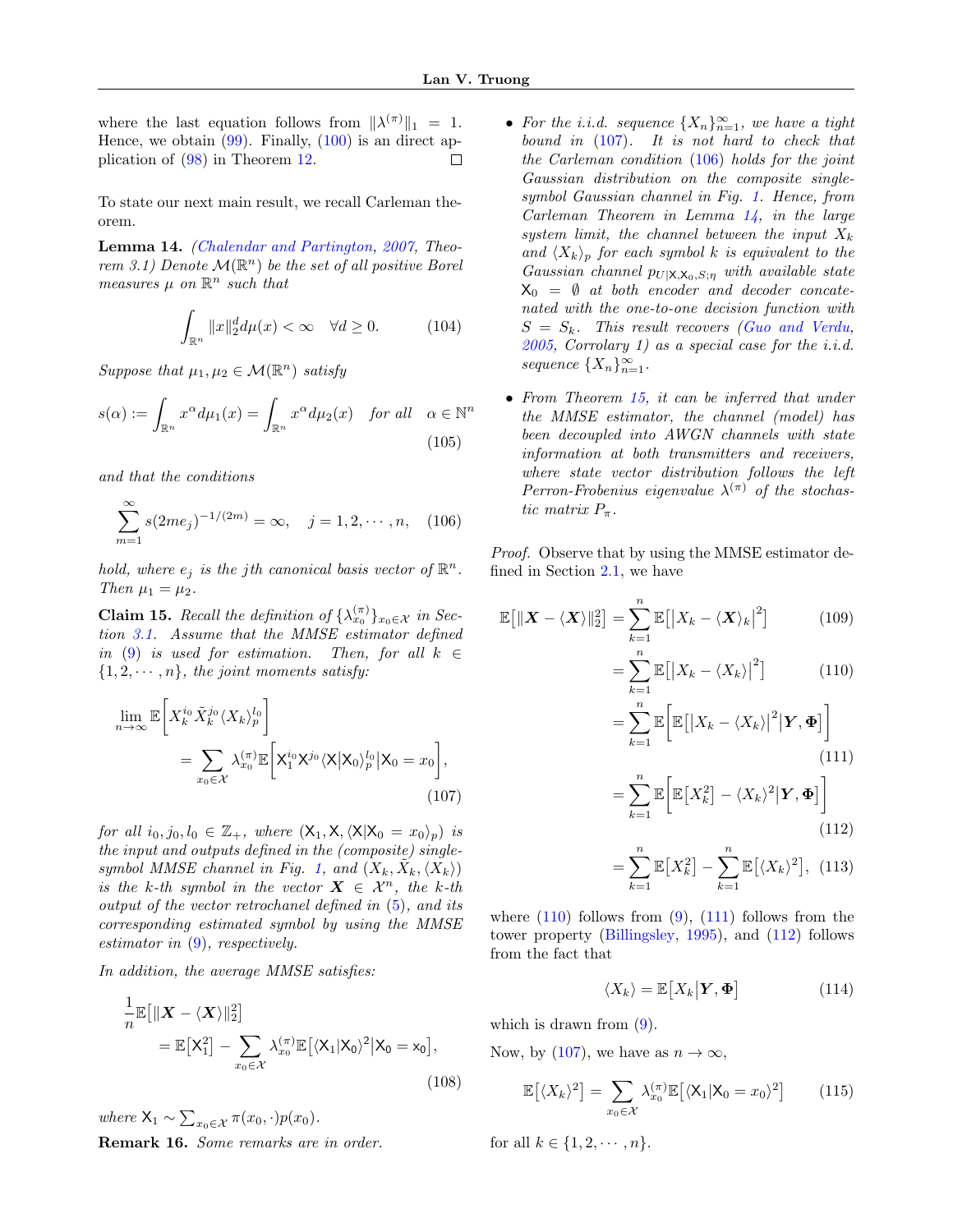where the last equation follows from $\|\lambda^{(\pi)}\|_1 = 1$. Hence, we obtain (99). Finally, (100) is an direct application of (98) in Theorem 12. $\square$

To state our next main result, we recall Carleman theorem.

**Lemma 14.** *(Chalendar and Partington, 2007, Theorem 3.1) Denote $\mathcal{M}(\mathbb{R}^n)$ be the set of all positive Borel measures $\mu$ on $\mathbb{R}^n$ such that*

$$\int_{\mathbb{R}^n} \|x\|_2^d d\mu(x) < \infty \quad \forall d \geq 0. \tag{104}$$

*Suppose that $\mu_1, \mu_2 \in \mathcal{M}(\mathbb{R}^n)$ satisfy*

$$s(\alpha) := \int_{\mathbb{R}^n} x^\alpha d\mu_1(x) = \int_{\mathbb{R}^n} x^\alpha d\mu_2(x) \quad \text{for all} \quad \alpha \in \mathbb{N}^n \tag{105}$$

*and that the conditions*

$$\sum_{m=1}^\infty s(2me_j)^{-1/(2m)} = \infty, \quad j = 1, 2, \cdots, n, \tag{106}$$

*hold, where $e_j$ is the $j$th canonical basis vector of $\mathbb{R}^n$. Then $\mu_1 = \mu_2$.*

**Claim 15.** *Recall the definition of $\{\lambda_{x_0}^{(\pi)}\}_{x_0 \in \mathcal{X}}$ in Section 3.1. Assume that the MMSE estimator defined in (9) is used for estimation. Then, for all $k \in \{1, 2, \cdots, n\}$, the joint moments satisfy:*

$$\lim_{n\to\infty} \mathbb{E}\left[X_k^{i_0} \tilde{X}_k^{j_0} \langle X_k\rangle_p^{l_0}\right] = \sum_{x_0 \in \mathcal{X}} \lambda_{x_0}^{(\pi)} \mathbb{E}\left[\mathsf{X}_1^{i_0} \mathsf{X}^{j_0} \langle \mathsf{X}|\mathsf{X}_0\rangle_p^{l_0} \big| \mathsf{X}_0 = x_0\right], \tag{107}$$

*for all $i_0, j_0, l_0 \in \mathbb{Z}_+$, where $(\mathsf{X}_1, \mathsf{X}, \langle \mathsf{X}|\mathsf{X}_0 = x_0\rangle_p)$ is the input and outputs defined in the (composite) single-symbol MMSE channel in Fig. 1, and $(X_k, \tilde{X}_k, \langle X_k\rangle)$ is the $k$-th symbol in the vector $\boldsymbol{X} \in \mathcal{X}^n$, the $k$-th output of the vector retrochanel defined in (5), and its corresponding estimated symbol by using the MMSE estimator in (9), respectively.*

*In addition, the average MMSE satisfies:*

$$\frac{1}{n}\mathbb{E}\big[\|\boldsymbol{X} - \langle \boldsymbol{X}\rangle\|_2^2\big] = \mathbb{E}\big[\mathsf{X}_1^2\big] - \sum_{x_0 \in \mathcal{X}} \lambda_{x_0}^{(\pi)} \mathbb{E}\big[\langle \mathsf{X}_1|\mathsf{X}_0\rangle^2 \big| \mathsf{X}_0 = \mathsf{x}_0\big], \tag{108}$$

*where $\mathsf{X}_1 \sim \sum_{x_0 \in \mathcal{X}} \pi(x_0, \cdot) p(x_0)$.*

**Remark 16.** *Some remarks are in order.*

- *For the i.i.d. sequence $\{X_n\}_{n=1}^\infty$, we have a tight bound in (107). It is not hard to check that the Carleman condition (106) holds for the joint Gaussian distribution on the composite single-symbol Gaussian channel in Fig. 1. Hence, from Carleman Theorem in Lemma 14, in the large system limit, the channel between the input $X_k$ and $\langle X_k\rangle_p$ for each symbol $k$ is equivalent to the Gaussian channel $p_{U|\mathsf{X},\mathsf{X}_0,S;\eta}$ with available state $\mathsf{X}_0 = \emptyset$ at both encoder and decoder concatenated with the one-to-one decision function with $S = S_k$. This result recovers (Guo and Verdu, 2005, Corrolary 1) as a special case for the i.i.d. sequence $\{X_n\}_{n=1}^\infty$.*

- *From Theorem 15, it can be inferred that under the MMSE estimator, the channel (model) has been decoupled into AWGN channels with state information at both transmitters and receivers, where state vector distribution follows the left Perron-Frobenius eigenvalue $\lambda^{(\pi)}$ of the stochastic matrix $P_\pi$.*

*Proof.* Observe that by using the MMSE estimator defined in Section 2.1, we have

$$\begin{aligned}
\mathbb{E}\big[\|\boldsymbol{X} - \langle \boldsymbol{X}\rangle\|_2^2\big] &= \sum_{k=1}^n \mathbb{E}\big[\big|X_k - \langle \boldsymbol{X}\rangle_k\big|^2\big] && (109)\\
&= \sum_{k=1}^n \mathbb{E}\big[\big|X_k - \langle X_k\rangle\big|^2\big] && (110)\\
&= \sum_{k=1}^n \mathbb{E}\Big[\mathbb{E}\big[\big|X_k - \langle X_k\rangle\big|^2 \big| \boldsymbol{Y}, \boldsymbol{\Phi}\big]\Big] && (111)\\
&= \sum_{k=1}^n \mathbb{E}\Big[\mathbb{E}\big[X_k^2\big] - \langle X_k\rangle^2 \big| \boldsymbol{Y}, \boldsymbol{\Phi}\Big] && (112)\\
&= \sum_{k=1}^n \mathbb{E}\big[X_k^2\big] - \sum_{k=1}^n \mathbb{E}\big[\langle X_k\rangle^2\big], && (113)
\end{aligned}$$

where (110) follows from (9), (111) follows from the tower property (Billingsley, 1995), and (112) follows from the fact that

$$\langle X_k\rangle = \mathbb{E}\big[X_k \big| \boldsymbol{Y}, \boldsymbol{\Phi}\big] \tag{114}$$

which is drawn from (9).

Now, by (107), we have as $n \to \infty$,

$$\mathbb{E}\big[\langle X_k\rangle^2\big] = \sum_{x_0 \in \mathcal{X}} \lambda_{x_0}^{(\pi)} \mathbb{E}\big[\langle \mathsf{X}_1|\mathsf{X}_0 = x_0\rangle^2\big] \tag{115}$$

for all $k \in \{1, 2, \cdots, n\}$.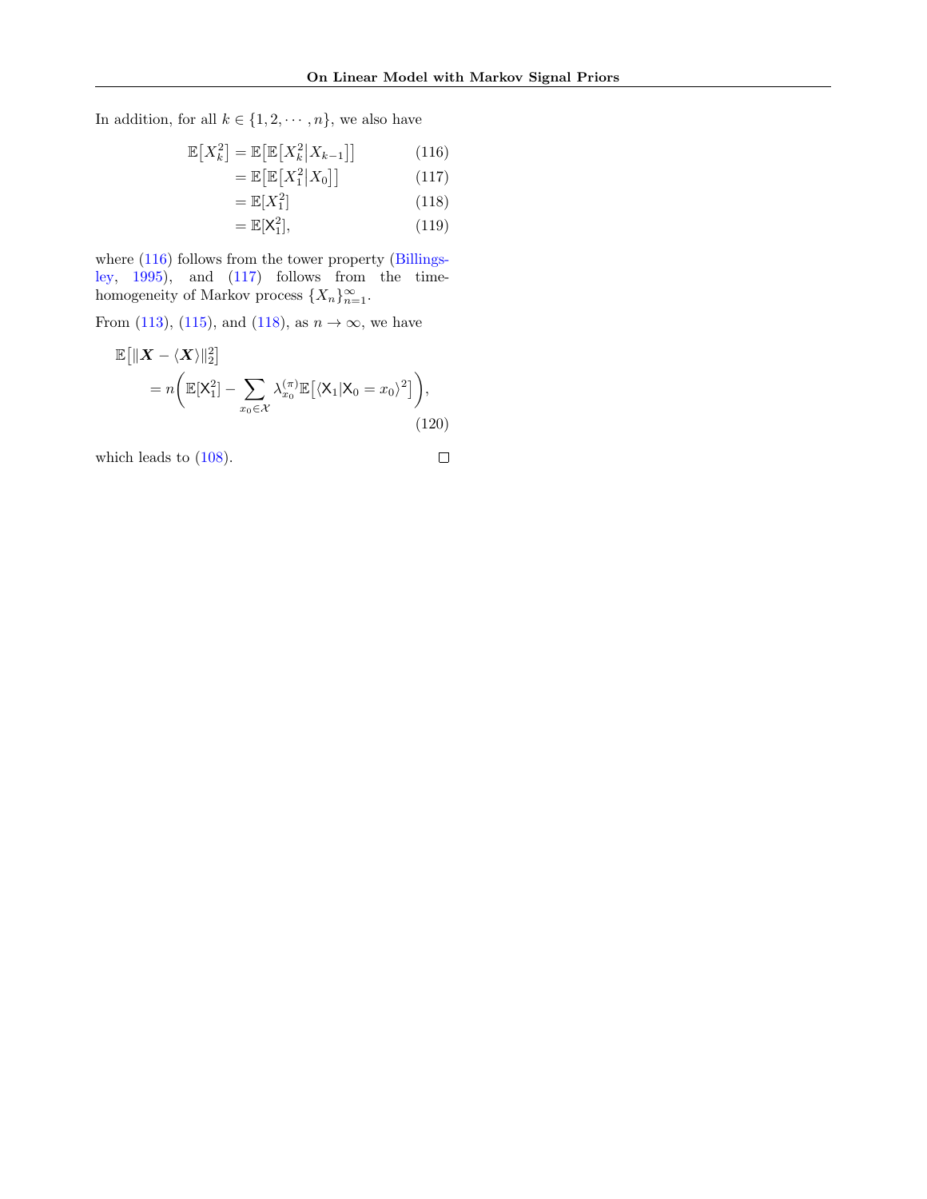In addition, for all $k \in \{1, 2, \cdots, n\}$, we also have

$$
\begin{aligned}
\mathbb{E}\big[X_k^2\big] &= \mathbb{E}\big[\mathbb{E}\big[X_k^2 \big| X_{k-1}\big]\big] && (116)\\
&= \mathbb{E}\big[\mathbb{E}\big[X_1^2 \big| X_0\big]\big] && (117)\\
&= \mathbb{E}[X_1^2] && (118)\\
&= \mathbb{E}[\mathsf{X}_1^2], && (119)
\end{aligned}
$$

where (116) follows from the tower property (Billingsley, 1995), and (117) follows from the time-homogeneity of Markov process $\{X_n\}_{n=1}^{\infty}$.

From (113), (115), and (118), as $n \to \infty$, we have

$$
\mathbb{E}\big[\|\boldsymbol{X} - \langle \boldsymbol{X} \rangle\|_2^2\big] = n\Bigg(\mathbb{E}[\mathsf{X}_1^2] - \sum_{x_0 \in \mathcal{X}} \lambda_{x_0}^{(\pi)} \mathbb{E}\big[\langle \mathsf{X}_1 | \mathsf{X}_0 = x_0 \rangle^2\big]\Bigg), \tag{120}
$$

which leads to (108). □